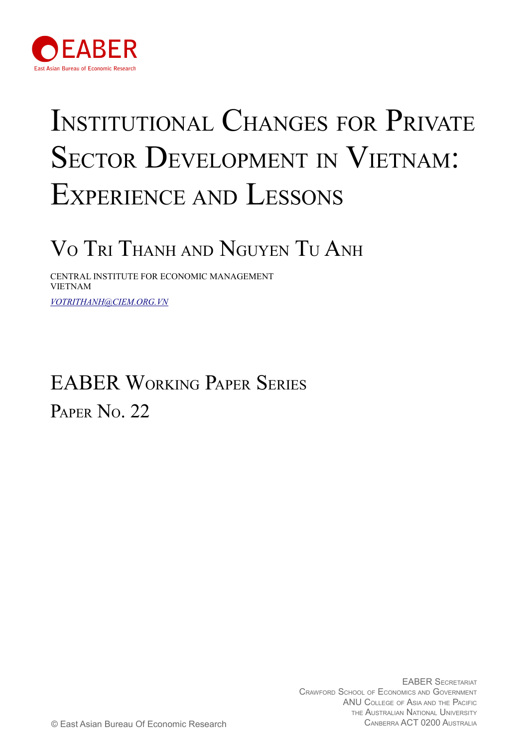EABER

East Asian Bureau of Economic Research

# Institutional Changes for Private Sector Development in Vietnam: Experience and Lessons

## Vo Tri Thanh and Nguyen Tu Anh

CENTRAL INSTITUTE FOR ECONOMIC MANAGEMENT
VIETNAM

*VOTRITHANH@CIEM.ORG.VN*

## EABER Working Paper Series

## Paper No. 22

EABER Secretariat
Crawford School of Economics and Government
ANU College of Asia and the Pacific
The Australian National University
Canberra ACT 0200 Australia

© East Asian Bureau Of Economic Research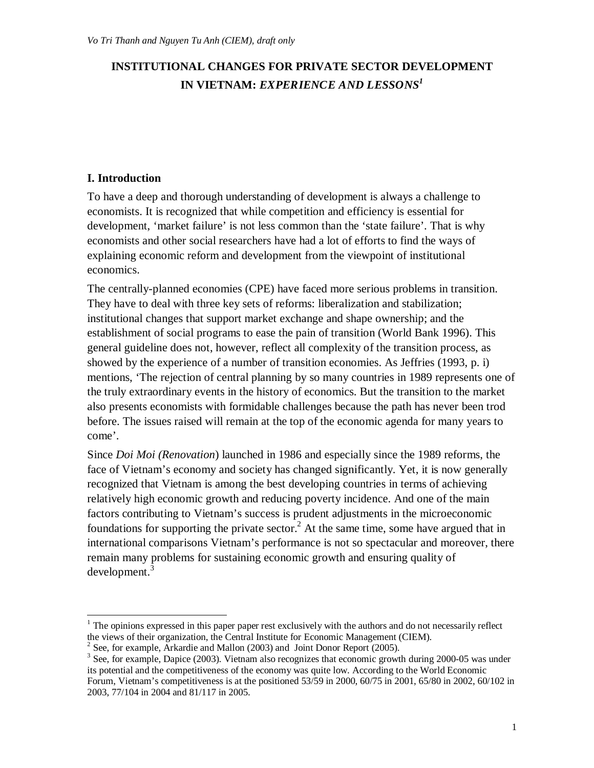# INSTITUTIONAL CHANGES FOR PRIVATE SECTOR DEVELOPMENT IN VIETNAM: *EXPERIENCE AND LESSONS*[1]

*Vo Tri Thanh and Nguyen Tu Anh (CIEM), draft only*

## I. Introduction

To have a deep and thorough understanding of development is always a challenge to economists. It is recognized that while competition and efficiency is essential for development, 'market failure' is not less common than the 'state failure'. That is why economists and other social researchers have had a lot of efforts to find the ways of explaining economic reform and development from the viewpoint of institutional economics.

The centrally-planned economies (CPE) have faced more serious problems in transition. They have to deal with three key sets of reforms: liberalization and stabilization; institutional changes that support market exchange and shape ownership; and the establishment of social programs to ease the pain of transition (World Bank 1996). This general guideline does not, however, reflect all complexity of the transition process, as showed by the experience of a number of transition economies. As Jeffries (1993, p. i) mentions, 'The rejection of central planning by so many countries in 1989 represents one of the truly extraordinary events in the history of economics. But the transition to the market also presents economists with formidable challenges because the path has never been trod before. The issues raised will remain at the top of the economic agenda for many years to come'.

Since *Doi Moi (Renovation*) launched in 1986 and especially since the 1989 reforms, the face of Vietnam's economy and society has changed significantly. Yet, it is now generally recognized that Vietnam is among the best developing countries in terms of achieving relatively high economic growth and reducing poverty incidence. And one of the main factors contributing to Vietnam's success is prudent adjustments in the microeconomic foundations for supporting the private sector.[2] At the same time, some have argued that in international comparisons Vietnam's performance is not so spectacular and moreover, there remain many problems for sustaining economic growth and ensuring quality of development.[3]

---

[1] The opinions expressed in this paper paper rest exclusively with the authors and do not necessarily reflect the views of their organization, the Central Institute for Economic Management (CIEM).

[2] See, for example, Arkardie and Mallon (2003) and Joint Donor Report (2005).

[3] See, for example, Dapice (2003). Vietnam also recognizes that economic growth during 2000-05 was under its potential and the competitiveness of the economy was quite low. According to the World Economic Forum, Vietnam's competitiveness is at the positioned 53/59 in 2000, 60/75 in 2001, 65/80 in 2002, 60/102 in 2003, 77/104 in 2004 and 81/117 in 2005.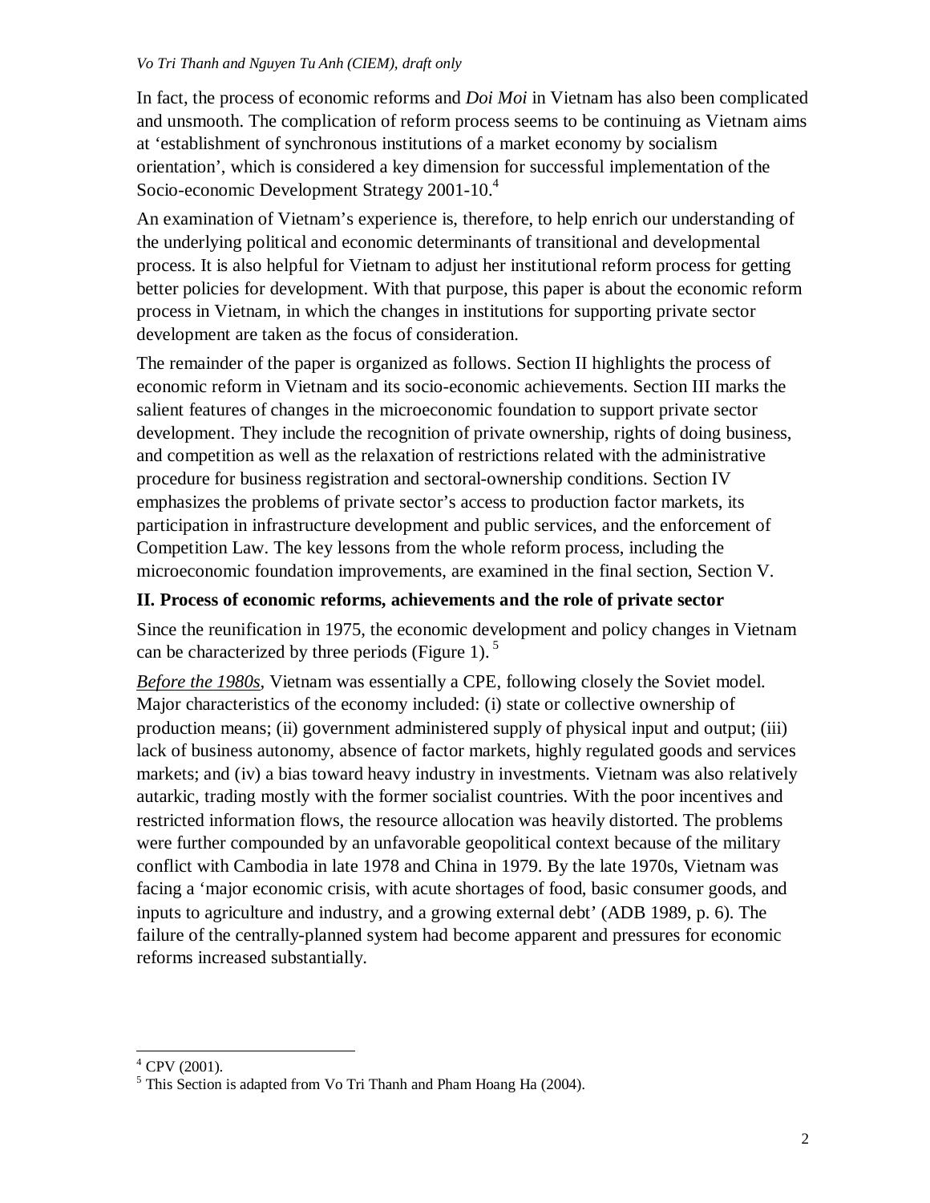In fact, the process of economic reforms and *Doi Moi* in Vietnam has also been complicated and unsmooth. The complication of reform process seems to be continuing as Vietnam aims at 'establishment of synchronous institutions of a market economy by socialism orientation', which is considered a key dimension for successful implementation of the Socio-economic Development Strategy 2001-10.[4]

An examination of Vietnam's experience is, therefore, to help enrich our understanding of the underlying political and economic determinants of transitional and developmental process. It is also helpful for Vietnam to adjust her institutional reform process for getting better policies for development. With that purpose, this paper is about the economic reform process in Vietnam, in which the changes in institutions for supporting private sector development are taken as the focus of consideration.

The remainder of the paper is organized as follows. Section II highlights the process of economic reform in Vietnam and its socio-economic achievements. Section III marks the salient features of changes in the microeconomic foundation to support private sector development. They include the recognition of private ownership, rights of doing business, and competition as well as the relaxation of restrictions related with the administrative procedure for business registration and sectoral-ownership conditions. Section IV emphasizes the problems of private sector's access to production factor markets, its participation in infrastructure development and public services, and the enforcement of Competition Law. The key lessons from the whole reform process, including the microeconomic foundation improvements, are examined in the final section, Section V.

## II. Process of economic reforms, achievements and the role of private sector

Since the reunification in 1975, the economic development and policy changes in Vietnam can be characterized by three periods (Figure 1).[5]

*Before the 1980s*, Vietnam was essentially a CPE, following closely the Soviet model. Major characteristics of the economy included: (i) state or collective ownership of production means; (ii) government administered supply of physical input and output; (iii) lack of business autonomy, absence of factor markets, highly regulated goods and services markets; and (iv) a bias toward heavy industry in investments. Vietnam was also relatively autarkic, trading mostly with the former socialist countries. With the poor incentives and restricted information flows, the resource allocation was heavily distorted. The problems were further compounded by an unfavorable geopolitical context because of the military conflict with Cambodia in late 1978 and China in 1979. By the late 1970s, Vietnam was facing a 'major economic crisis, with acute shortages of food, basic consumer goods, and inputs to agriculture and industry, and a growing external debt' (ADB 1989, p. 6). The failure of the centrally-planned system had become apparent and pressures for economic reforms increased substantially.

---

[4] CPV (2001).

[5] This Section is adapted from Vo Tri Thanh and Pham Hoang Ha (2004).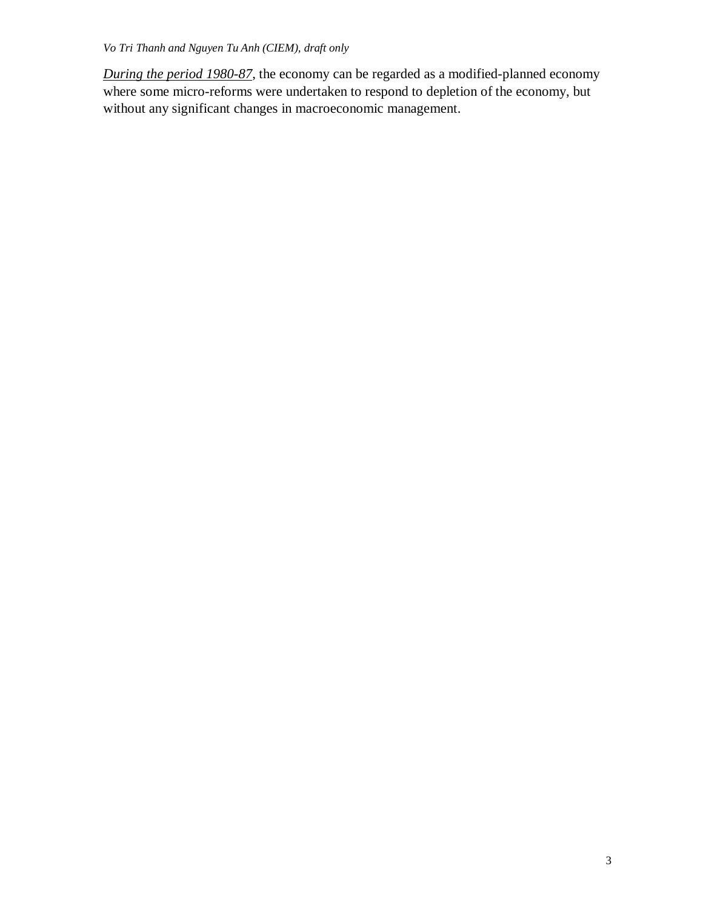*<u>During the period 1980-87</u>*, the economy can be regarded as a modified-planned economy where some micro-reforms were undertaken to respond to depletion of the economy, but without any significant changes in macroeconomic management.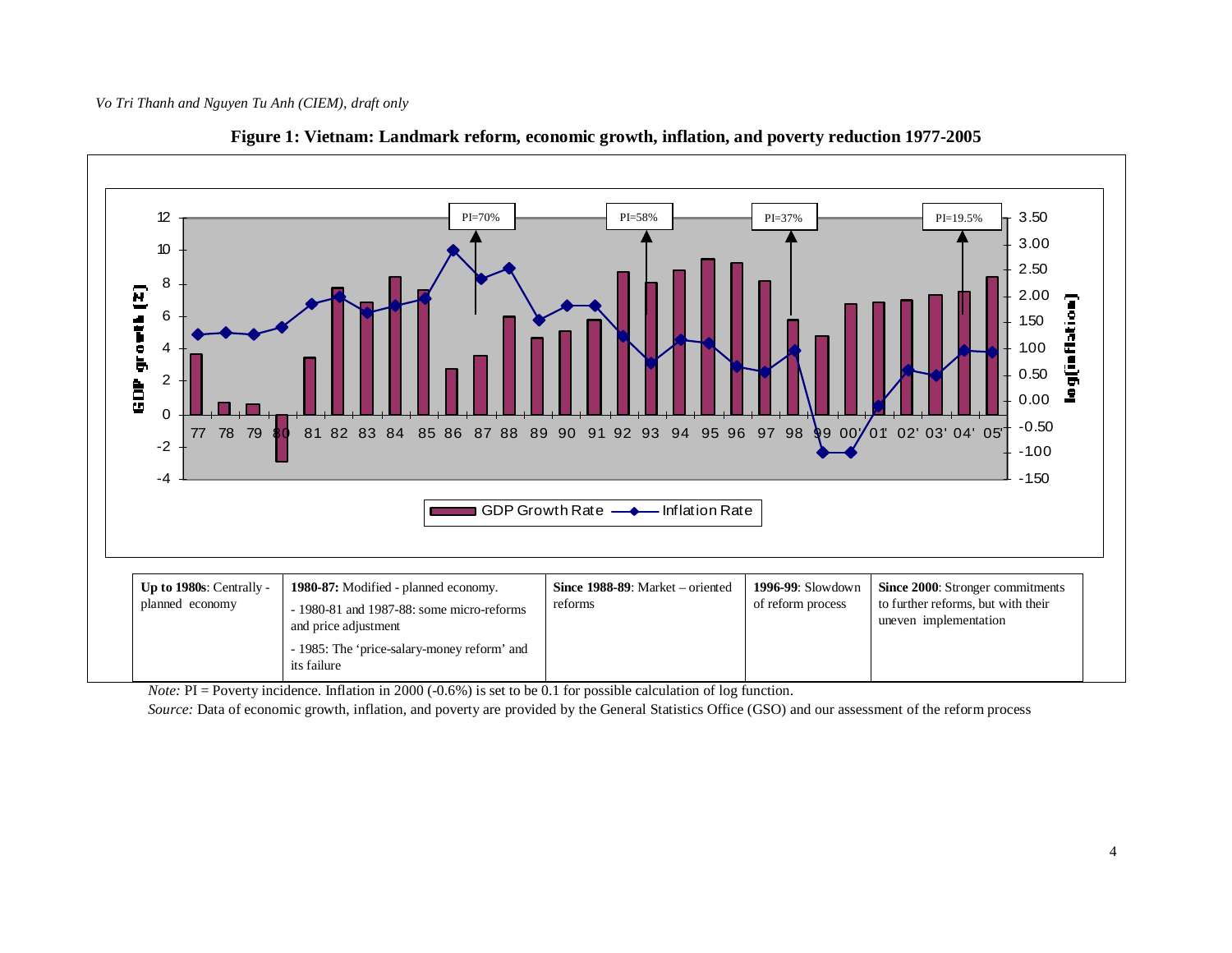*Vo Tri Thanh and Nguyen Tu Anh (CIEM), draft only*

**Figure 1: Vietnam: Landmark reform, economic growth, inflation, and poverty reduction 1977-2005**

| **Up to 1980s**: Centrally - planned economy | **1980-87:** Modified - planned economy.<br>- 1980-81 and 1987-88: some micro-reforms and price adjustment<br>- 1985: The 'price-salary-money reform' and its failure | **Since 1988-89**: Market – oriented reforms | **1996-99**: Slowdown of reform process | **Since 2000**: Stronger commitments to further reforms, but with their uneven implementation |
|---|---|---|---|---|

*Note:* PI = Poverty incidence. Inflation in 2000 (-0.6%) is set to be 0.1 for possible calculation of log function.

*Source:* Data of economic growth, inflation, and poverty are provided by the General Statistics Office (GSO) and our assessment of the reform process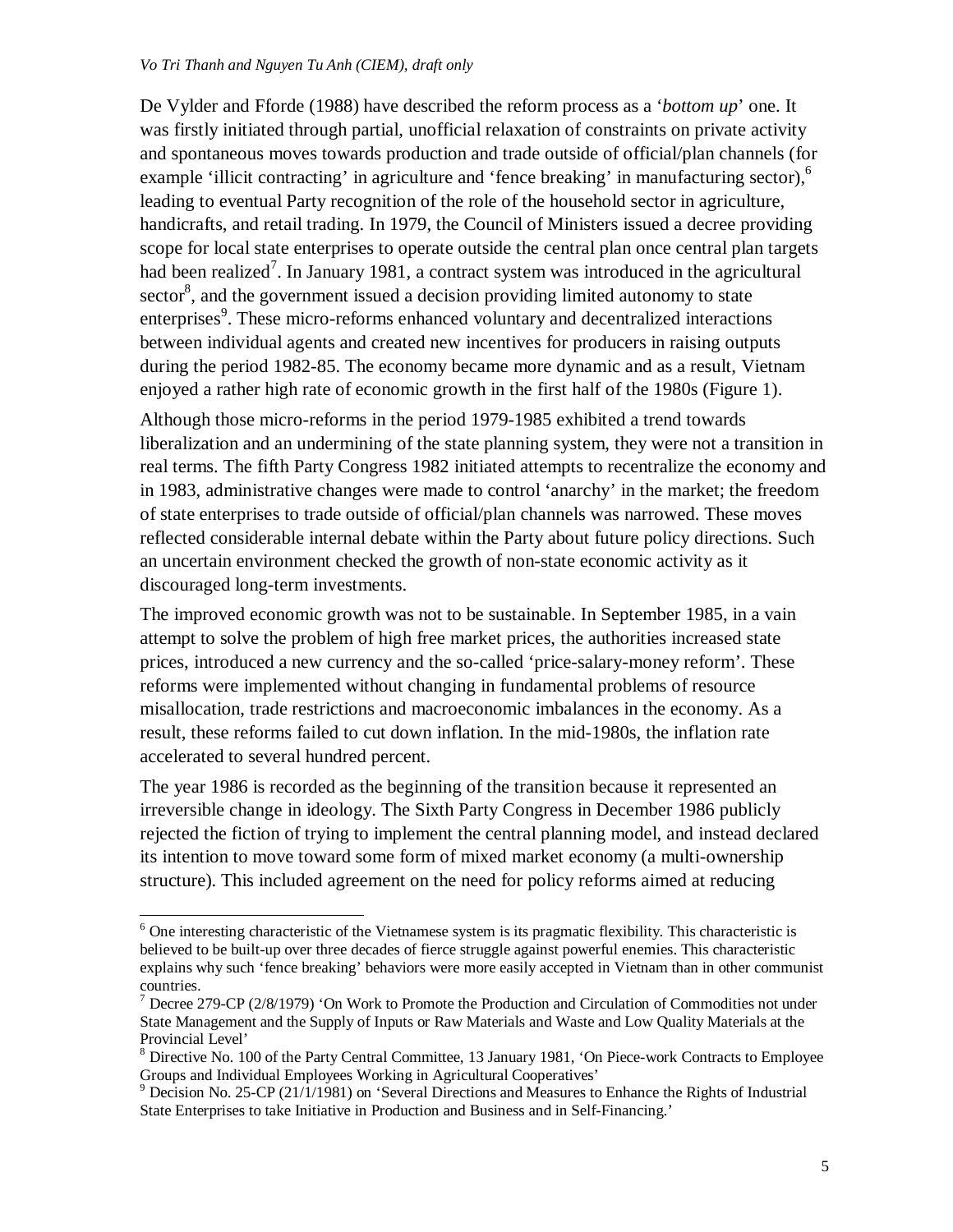De Vylder and Fforde (1988) have described the reform process as a '*bottom up*' one. It was firstly initiated through partial, unofficial relaxation of constraints on private activity and spontaneous moves towards production and trade outside of official/plan channels (for example 'illicit contracting' in agriculture and 'fence breaking' in manufacturing sector),[6] leading to eventual Party recognition of the role of the household sector in agriculture, handicrafts, and retail trading. In 1979, the Council of Ministers issued a decree providing scope for local state enterprises to operate outside the central plan once central plan targets had been realized[7]. In January 1981, a contract system was introduced in the agricultural sector[8], and the government issued a decision providing limited autonomy to state enterprises[9]. These micro-reforms enhanced voluntary and decentralized interactions between individual agents and created new incentives for producers in raising outputs during the period 1982-85. The economy became more dynamic and as a result, Vietnam enjoyed a rather high rate of economic growth in the first half of the 1980s (Figure 1).

Although those micro-reforms in the period 1979-1985 exhibited a trend towards liberalization and an undermining of the state planning system, they were not a transition in real terms. The fifth Party Congress 1982 initiated attempts to recentralize the economy and in 1983, administrative changes were made to control 'anarchy' in the market; the freedom of state enterprises to trade outside of official/plan channels was narrowed. These moves reflected considerable internal debate within the Party about future policy directions. Such an uncertain environment checked the growth of non-state economic activity as it discouraged long-term investments.

The improved economic growth was not to be sustainable. In September 1985, in a vain attempt to solve the problem of high free market prices, the authorities increased state prices, introduced a new currency and the so-called 'price-salary-money reform'. These reforms were implemented without changing in fundamental problems of resource misallocation, trade restrictions and macroeconomic imbalances in the economy. As a result, these reforms failed to cut down inflation. In the mid-1980s, the inflation rate accelerated to several hundred percent.

The year 1986 is recorded as the beginning of the transition because it represented an irreversible change in ideology. The Sixth Party Congress in December 1986 publicly rejected the fiction of trying to implement the central planning model, and instead declared its intention to move toward some form of mixed market economy (a multi-ownership structure). This included agreement on the need for policy reforms aimed at reducing

---

[6] One interesting characteristic of the Vietnamese system is its pragmatic flexibility. This characteristic is believed to be built-up over three decades of fierce struggle against powerful enemies. This characteristic explains why such 'fence breaking' behaviors were more easily accepted in Vietnam than in other communist countries.

[7] Decree 279-CP (2/8/1979) 'On Work to Promote the Production and Circulation of Commodities not under State Management and the Supply of Inputs or Raw Materials and Waste and Low Quality Materials at the Provincial Level'

[8] Directive No. 100 of the Party Central Committee, 13 January 1981, 'On Piece-work Contracts to Employee Groups and Individual Employees Working in Agricultural Cooperatives'

[9] Decision No. 25-CP (21/1/1981) on 'Several Directions and Measures to Enhance the Rights of Industrial State Enterprises to take Initiative in Production and Business and in Self-Financing.'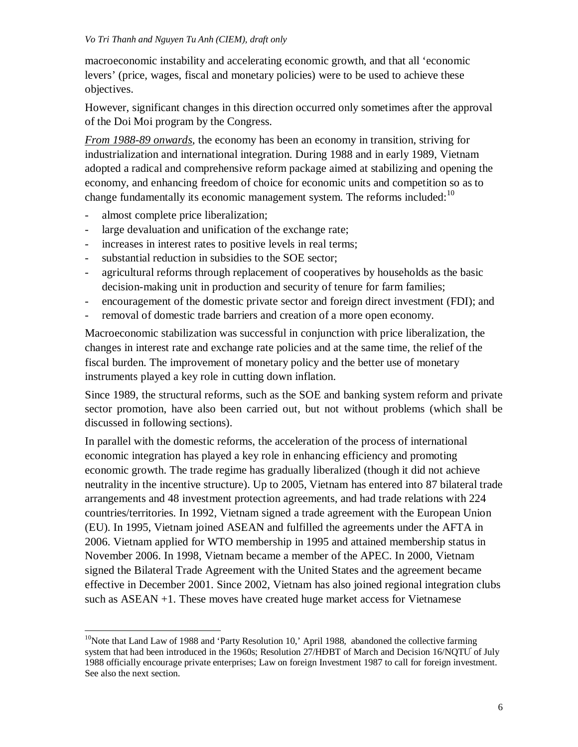macroeconomic instability and accelerating economic growth, and that all 'economic levers' (price, wages, fiscal and monetary policies) were to be used to achieve these objectives.

However, significant changes in this direction occurred only sometimes after the approval of the Doi Moi program by the Congress.

*From 1988-89 onwards*, the economy has been an economy in transition, striving for industrialization and international integration. During 1988 and in early 1989, Vietnam adopted a radical and comprehensive reform package aimed at stabilizing and opening the economy, and enhancing freedom of choice for economic units and competition so as to change fundamentally its economic management system. The reforms included:[10]

- almost complete price liberalization;
- large devaluation and unification of the exchange rate;
- increases in interest rates to positive levels in real terms;
- substantial reduction in subsidies to the SOE sector;
- agricultural reforms through replacement of cooperatives by households as the basic decision-making unit in production and security of tenure for farm families;
- encouragement of the domestic private sector and foreign direct investment (FDI); and
- removal of domestic trade barriers and creation of a more open economy.

Macroeconomic stabilization was successful in conjunction with price liberalization, the changes in interest rate and exchange rate policies and at the same time, the relief of the fiscal burden. The improvement of monetary policy and the better use of monetary instruments played a key role in cutting down inflation.

Since 1989, the structural reforms, such as the SOE and banking system reform and private sector promotion, have also been carried out, but not without problems (which shall be discussed in following sections).

In parallel with the domestic reforms, the acceleration of the process of international economic integration has played a key role in enhancing efficiency and promoting economic growth. The trade regime has gradually liberalized (though it did not achieve neutrality in the incentive structure). Up to 2005, Vietnam has entered into 87 bilateral trade arrangements and 48 investment protection agreements, and had trade relations with 224 countries/territories. In 1992, Vietnam signed a trade agreement with the European Union (EU). In 1995, Vietnam joined ASEAN and fulfilled the agreements under the AFTA in 2006. Vietnam applied for WTO membership in 1995 and attained membership status in November 2006. In 1998, Vietnam became a member of the APEC. In 2000, Vietnam signed the Bilateral Trade Agreement with the United States and the agreement became effective in December 2001. Since 2002, Vietnam has also joined regional integration clubs such as ASEAN +1. These moves have created huge market access for Vietnamese

---

[10] Note that Land Law of 1988 and 'Party Resolution 10,' April 1988, abandoned the collective farming system that had been introduced in the 1960s; Resolution 27/HĐBT of March and Decision 16/NQTƯ of July 1988 officially encourage private enterprises; Law on foreign Investment 1987 to call for foreign investment. See also the next section.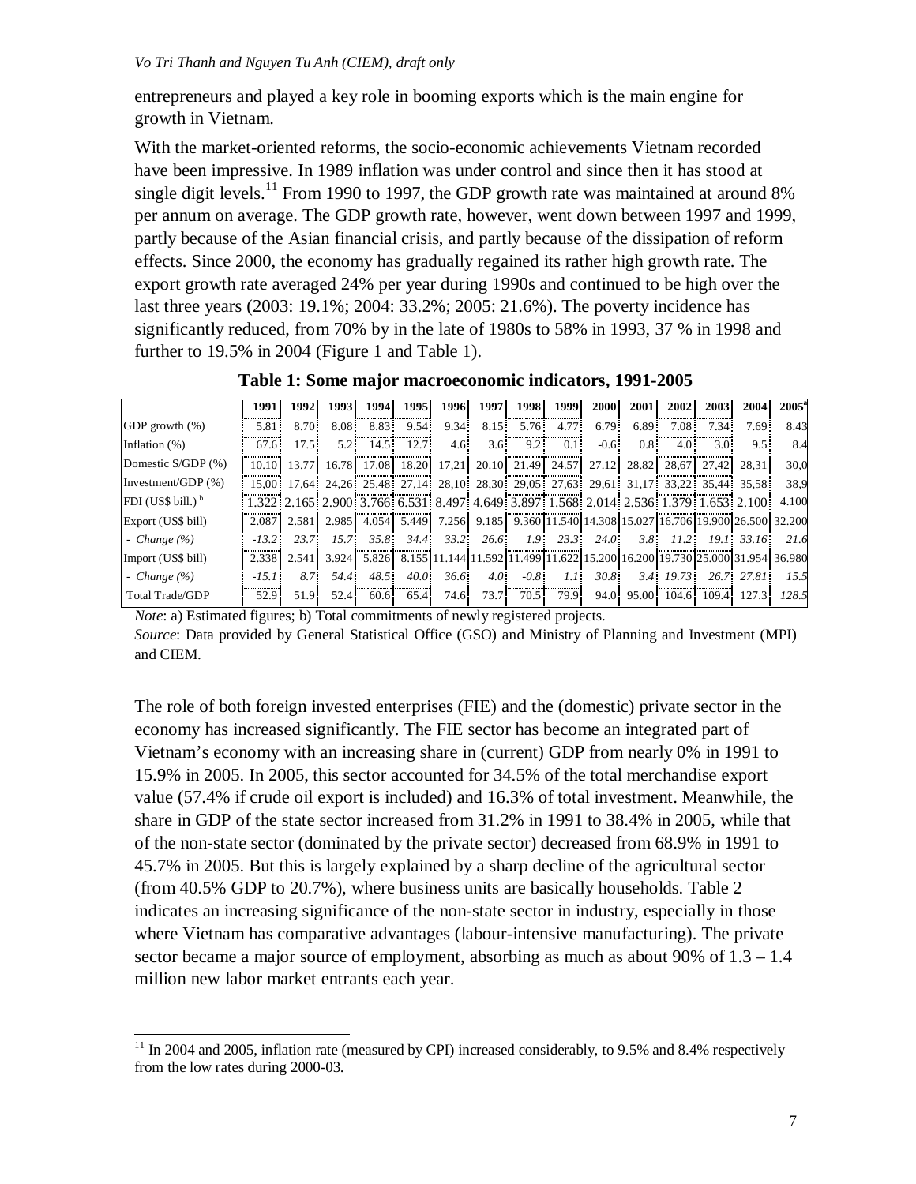entrepreneurs and played a key role in booming exports which is the main engine for growth in Vietnam.

With the market-oriented reforms, the socio-economic achievements Vietnam recorded have been impressive. In 1989 inflation was under control and since then it has stood at single digit levels.[11] From 1990 to 1997, the GDP growth rate was maintained at around 8% per annum on average. The GDP growth rate, however, went down between 1997 and 1999, partly because of the Asian financial crisis, and partly because of the dissipation of reform effects. Since 2000, the economy has gradually regained its rather high growth rate. The export growth rate averaged 24% per year during 1990s and continued to be high over the last three years (2003: 19.1%; 2004: 33.2%; 2005: 21.6%). The poverty incidence has significantly reduced, from 70% by in the late of 1980s to 58% in 1993, 37 % in 1998 and further to 19.5% in 2004 (Figure 1 and Table 1).

**Table 1: Some major macroeconomic indicators, 1991-2005**

| | 1991 | 1992 | 1993 | 1994 | 1995 | 1996 | 1997 | 1998 | 1999 | 2000 | 2001 | 2002 | 2003 | 2004 | 2005[a] |
|---|---|---|---|---|---|---|---|---|---|---|---|---|---|---|---|
| GDP growth (%) | 5.81 | 8.70 | 8.08 | 8.83 | 9.54 | 9.34 | 8.15 | 5.76 | 4.77 | 6.79 | 6.89 | 7.08 | 7.34 | 7.69 | 8.43 |
| Inflation (%) | 67.6 | 17.5 | 5.2 | 14.5 | 12.7 | 4.6 | 3.6 | 9.2 | 0.1 | -0.6 | 0.8 | 4.0 | 3.0 | 9.5 | 8.4 |
| Domestic S/GDP (%) | 10.10 | 13.77 | 16.78 | 17.08 | 18.20 | 17,21 | 20.10 | 21.49 | 24.57 | 27.12 | 28.82 | 28,67 | 27,42 | 28,31 | 30,0 |
| Investment/GDP (%) | 15,00 | 17,64 | 24,26 | 25,48 | 27,14 | 28,10 | 28,30 | 29,05 | 27,63 | 29,61 | 31,17 | 33,22 | 35,44 | 35,58 | 38,9 |
| FDI (US$ bill.)[b] | 1.322 | 2.165 | 2.900 | 3.766 | 6.531 | 8.497 | 4.649 | 3.897 | 1.568 | 2.014 | 2.536 | 1.379 | 1.653 | 2.100 | 4.100 |
| Export (US$ bill) | 2.087 | 2.581 | 2.985 | 4.054 | 5.449 | 7.256 | 9.185 | 9.360 | 11.540 | 14.308 | 15.027 | 16.706 | 19.900 | 26.500 | 32.200 |
| *- Change (%)* | *-13.2* | *23.7* | *15.7* | *35.8* | *34.4* | *33.2* | *26.6* | *1.9* | *23.3* | *24.0* | *3.8* | *11.2* | *19.1* | *33.16* | *21.6* |
| Import (US$ bill) | 2.338 | 2.541 | 3.924 | 5.826 | 8.155 | 11.144 | 11.592 | 11.499 | 11.622 | 15.200 | 16.200 | 19.730 | 25.000 | 31.954 | 36.980 |
| *- Change (%)* | *-15.1* | *8.7* | *54.4* | *48.5* | *40.0* | *36.6* | *4.0* | *-0.8* | *1.1* | *30.8* | *3.4* | *19.73* | *26.7* | *27.81* | *15.5* |
| Total Trade/GDP | 52.9 | 51.9 | 52.4 | 60.6 | 65.4 | 74.6 | 73.7 | 70.5 | 79.9 | 94.0 | 95.00 | 104.6 | 109.4 | 127.3 | *128.5* |

*Note*: a) Estimated figures; b) Total commitments of newly registered projects.
*Source*: Data provided by General Statistical Office (GSO) and Ministry of Planning and Investment (MPI) and CIEM.

The role of both foreign invested enterprises (FIE) and the (domestic) private sector in the economy has increased significantly. The FIE sector has become an integrated part of Vietnam's economy with an increasing share in (current) GDP from nearly 0% in 1991 to 15.9% in 2005. In 2005, this sector accounted for 34.5% of the total merchandise export value (57.4% if crude oil export is included) and 16.3% of total investment. Meanwhile, the share in GDP of the state sector increased from 31.2% in 1991 to 38.4% in 2005, while that of the non-state sector (dominated by the private sector) decreased from 68.9% in 1991 to 45.7% in 2005. But this is largely explained by a sharp decline of the agricultural sector (from 40.5% GDP to 20.7%), where business units are basically households. Table 2 indicates an increasing significance of the non-state sector in industry, especially in those where Vietnam has comparative advantages (labour-intensive manufacturing). The private sector became a major source of employment, absorbing as much as about 90% of 1.3 – 1.4 million new labor market entrants each year.

[11] In 2004 and 2005, inflation rate (measured by CPI) increased considerably, to 9.5% and 8.4% respectively from the low rates during 2000-03.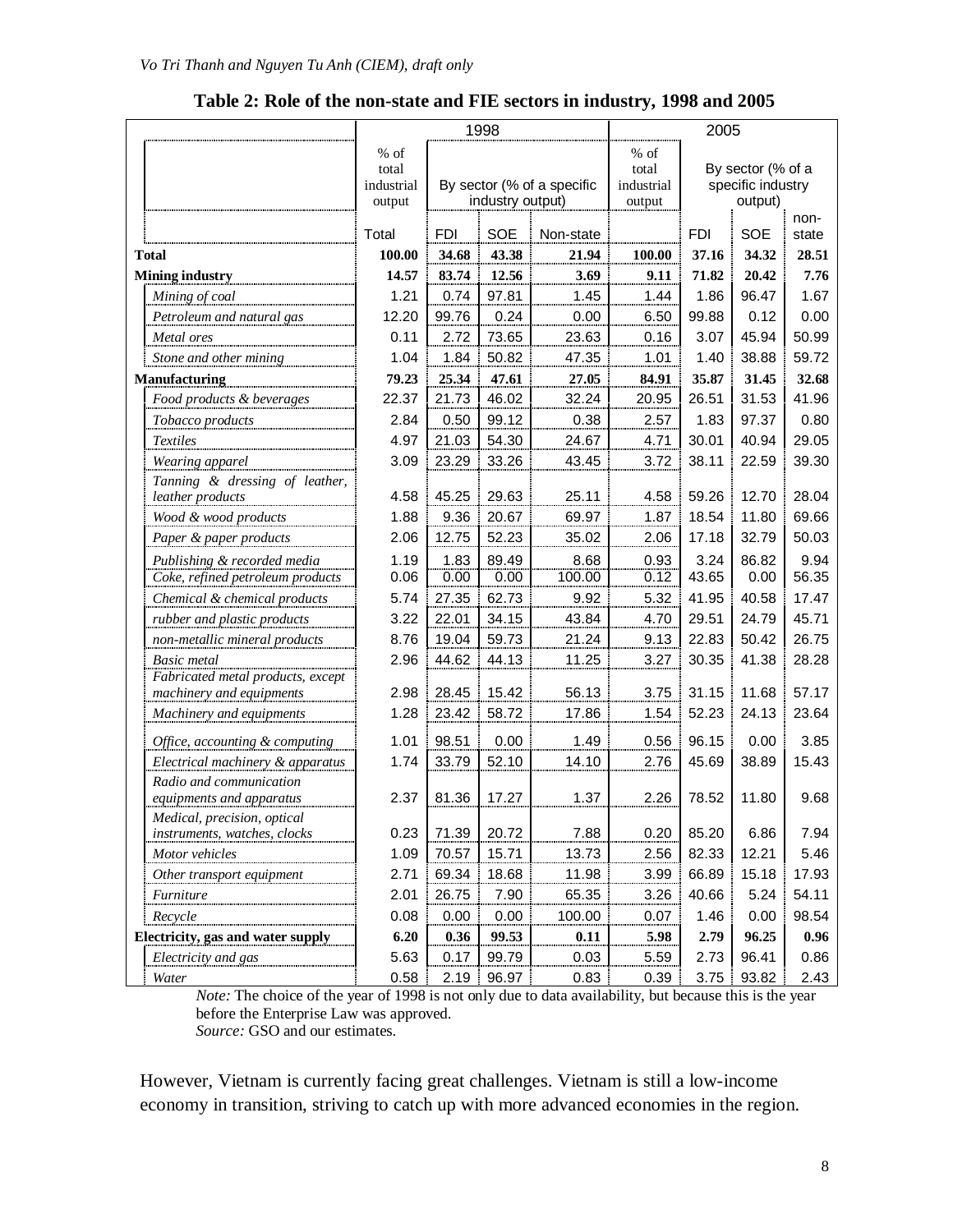**Table 2: Role of the non-state and FIE sectors in industry, 1998 and 2005**

| | 1998 | | | | 2005 | | | |
|---|---|---|---|---|---|---|---|---|
| | % of total industrial output | By sector (% of a specific industry output) | | | % of total industrial output | By sector (% of a specific industry output) | | |
| | Total | FDI | SOE | Non-state | | FDI | SOE | non-state |
| **Total** | **100.00** | **34.68** | **43.38** | **21.94** | **100.00** | **37.16** | **34.32** | **28.51** |
| **Mining industry** | **14.57** | **83.74** | **12.56** | **3.69** | **9.11** | **71.82** | **20.42** | **7.76** |
| *Mining of coal* | 1.21 | 0.74 | 97.81 | 1.45 | 1.44 | 1.86 | 96.47 | 1.67 |
| *Petroleum and natural gas* | 12.20 | 99.76 | 0.24 | 0.00 | 6.50 | 99.88 | 0.12 | 0.00 |
| *Metal ores* | 0.11 | 2.72 | 73.65 | 23.63 | 0.16 | 3.07 | 45.94 | 50.99 |
| *Stone and other mining* | 1.04 | 1.84 | 50.82 | 47.35 | 1.01 | 1.40 | 38.88 | 59.72 |
| **Manufacturing** | **79.23** | **25.34** | **47.61** | **27.05** | **84.91** | **35.87** | **31.45** | **32.68** |
| *Food products & beverages* | 22.37 | 21.73 | 46.02 | 32.24 | 20.95 | 26.51 | 31.53 | 41.96 |
| *Tobacco products* | 2.84 | 0.50 | 99.12 | 0.38 | 2.57 | 1.83 | 97.37 | 0.80 |
| *Textiles* | 4.97 | 21.03 | 54.30 | 24.67 | 4.71 | 30.01 | 40.94 | 29.05 |
| *Wearing apparel* | 3.09 | 23.29 | 33.26 | 43.45 | 3.72 | 38.11 | 22.59 | 39.30 |
| *Tanning & dressing of leather, leather products* | 4.58 | 45.25 | 29.63 | 25.11 | 4.58 | 59.26 | 12.70 | 28.04 |
| *Wood & wood products* | 1.88 | 9.36 | 20.67 | 69.97 | 1.87 | 18.54 | 11.80 | 69.66 |
| *Paper & paper products* | 2.06 | 12.75 | 52.23 | 35.02 | 2.06 | 17.18 | 32.79 | 50.03 |
| *Publishing & recorded media* | 1.19 | 1.83 | 89.49 | 8.68 | 0.93 | 3.24 | 86.82 | 9.94 |
| *Coke, refined petroleum products* | 0.06 | 0.00 | 0.00 | 100.00 | 0.12 | 43.65 | 0.00 | 56.35 |
| *Chemical & chemical products* | 5.74 | 27.35 | 62.73 | 9.92 | 5.32 | 41.95 | 40.58 | 17.47 |
| *rubber and plastic products* | 3.22 | 22.01 | 34.15 | 43.84 | 4.70 | 29.51 | 24.79 | 45.71 |
| *non-metallic mineral products* | 8.76 | 19.04 | 59.73 | 21.24 | 9.13 | 22.83 | 50.42 | 26.75 |
| *Basic metal* | 2.96 | 44.62 | 44.13 | 11.25 | 3.27 | 30.35 | 41.38 | 28.28 |
| *Fabricated metal products, except machinery and equipments* | 2.98 | 28.45 | 15.42 | 56.13 | 3.75 | 31.15 | 11.68 | 57.17 |
| *Machinery and equipments* | 1.28 | 23.42 | 58.72 | 17.86 | 1.54 | 52.23 | 24.13 | 23.64 |
| *Office, accounting & computing* | 1.01 | 98.51 | 0.00 | 1.49 | 0.56 | 96.15 | 0.00 | 3.85 |
| *Electrical machinery & apparatus* | 1.74 | 33.79 | 52.10 | 14.10 | 2.76 | 45.69 | 38.89 | 15.43 |
| *Radio and communication equipments and apparatus* | 2.37 | 81.36 | 17.27 | 1.37 | 2.26 | 78.52 | 11.80 | 9.68 |
| *Medical, precision, optical instruments, watches, clocks* | 0.23 | 71.39 | 20.72 | 7.88 | 0.20 | 85.20 | 6.86 | 7.94 |
| *Motor vehicles* | 1.09 | 70.57 | 15.71 | 13.73 | 2.56 | 82.33 | 12.21 | 5.46 |
| *Other transport equipment* | 2.71 | 69.34 | 18.68 | 11.98 | 3.99 | 66.89 | 15.18 | 17.93 |
| *Furniture* | 2.01 | 26.75 | 7.90 | 65.35 | 3.26 | 40.66 | 5.24 | 54.11 |
| *Recycle* | 0.08 | 0.00 | 0.00 | 100.00 | 0.07 | 1.46 | 0.00 | 98.54 |
| **Electricity, gas and water supply** | **6.20** | **0.36** | **99.53** | **0.11** | **5.98** | **2.79** | **96.25** | **0.96** |
| *Electricity and gas* | 5.63 | 0.17 | 99.79 | 0.03 | 5.59 | 2.73 | 96.41 | 0.86 |
| *Water* | 0.58 | 2.19 | 96.97 | 0.83 | 0.39 | 3.75 | 93.82 | 2.43 |

*Note:* The choice of the year of 1998 is not only due to data availability, but because this is the year before the Enterprise Law was approved.
*Source:* GSO and our estimates.

However, Vietnam is currently facing great challenges. Vietnam is still a low-income economy in transition, striving to catch up with more advanced economies in the region.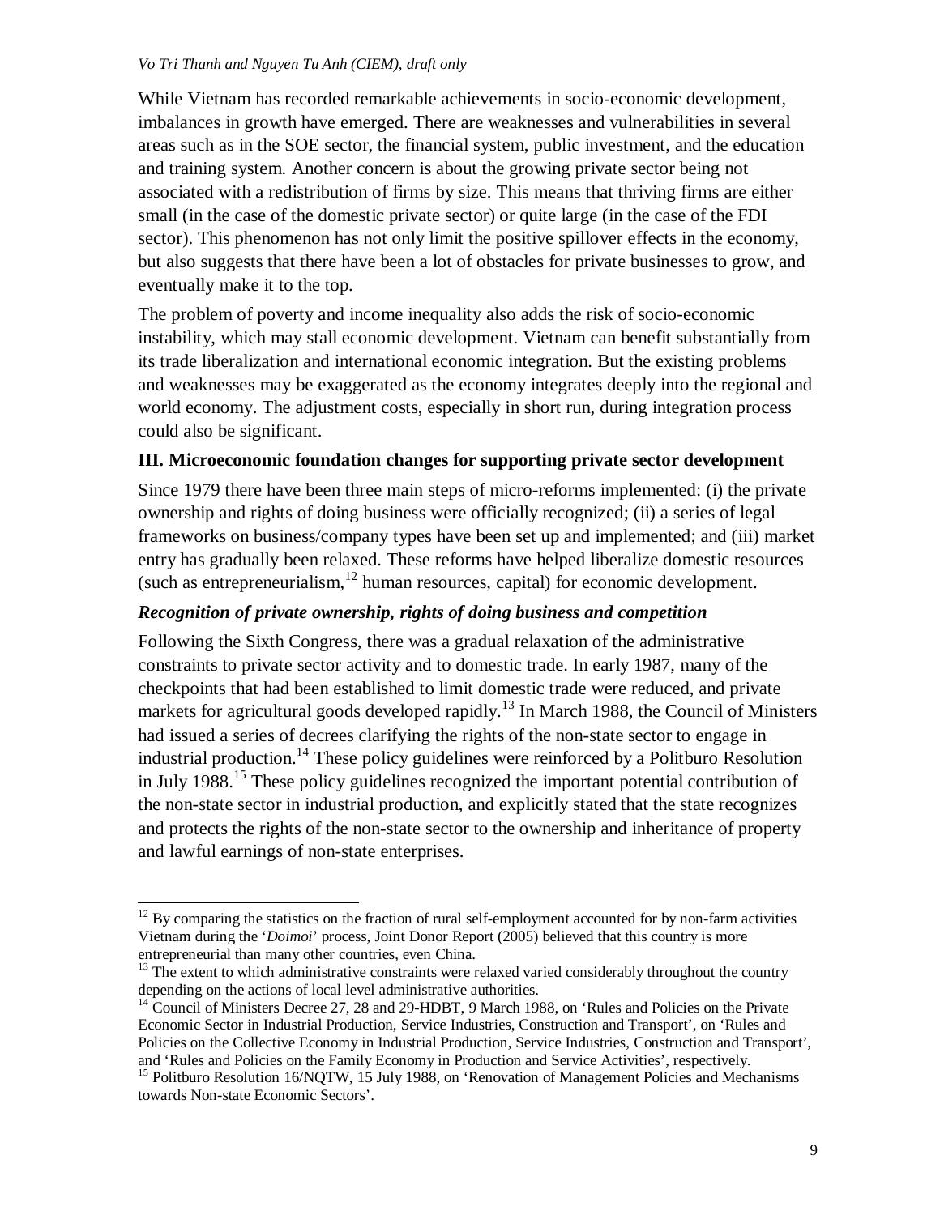While Vietnam has recorded remarkable achievements in socio-economic development, imbalances in growth have emerged. There are weaknesses and vulnerabilities in several areas such as in the SOE sector, the financial system, public investment, and the education and training system. Another concern is about the growing private sector being not associated with a redistribution of firms by size. This means that thriving firms are either small (in the case of the domestic private sector) or quite large (in the case of the FDI sector). This phenomenon has not only limit the positive spillover effects in the economy, but also suggests that there have been a lot of obstacles for private businesses to grow, and eventually make it to the top.

The problem of poverty and income inequality also adds the risk of socio-economic instability, which may stall economic development. Vietnam can benefit substantially from its trade liberalization and international economic integration. But the existing problems and weaknesses may be exaggerated as the economy integrates deeply into the regional and world economy. The adjustment costs, especially in short run, during integration process could also be significant.

## III. Microeconomic foundation changes for supporting private sector development

Since 1979 there have been three main steps of micro-reforms implemented: (i) the private ownership and rights of doing business were officially recognized; (ii) a series of legal frameworks on business/company types have been set up and implemented; and (iii) market entry has gradually been relaxed. These reforms have helped liberalize domestic resources (such as entrepreneurialism,[12] human resources, capital) for economic development.

### *Recognition of private ownership, rights of doing business and competition*

Following the Sixth Congress, there was a gradual relaxation of the administrative constraints to private sector activity and to domestic trade. In early 1987, many of the checkpoints that had been established to limit domestic trade were reduced, and private markets for agricultural goods developed rapidly.[13] In March 1988, the Council of Ministers had issued a series of decrees clarifying the rights of the non-state sector to engage in industrial production.[14] These policy guidelines were reinforced by a Politburo Resolution in July 1988.[15] These policy guidelines recognized the important potential contribution of the non-state sector in industrial production, and explicitly stated that the state recognizes and protects the rights of the non-state sector to the ownership and inheritance of property and lawful earnings of non-state enterprises.

---

[12] By comparing the statistics on the fraction of rural self-employment accounted for by non-farm activities Vietnam during the '*Doimoi*' process, Joint Donor Report (2005) believed that this country is more entrepreneurial than many other countries, even China.

[13] The extent to which administrative constraints were relaxed varied considerably throughout the country depending on the actions of local level administrative authorities.

[14] Council of Ministers Decree 27, 28 and 29-HDBT, 9 March 1988, on 'Rules and Policies on the Private Economic Sector in Industrial Production, Service Industries, Construction and Transport', on 'Rules and Policies on the Collective Economy in Industrial Production, Service Industries, Construction and Transport', and 'Rules and Policies on the Family Economy in Production and Service Activities', respectively.

[15] Politburo Resolution 16/NQTW, 15 July 1988, on 'Renovation of Management Policies and Mechanisms towards Non-state Economic Sectors'.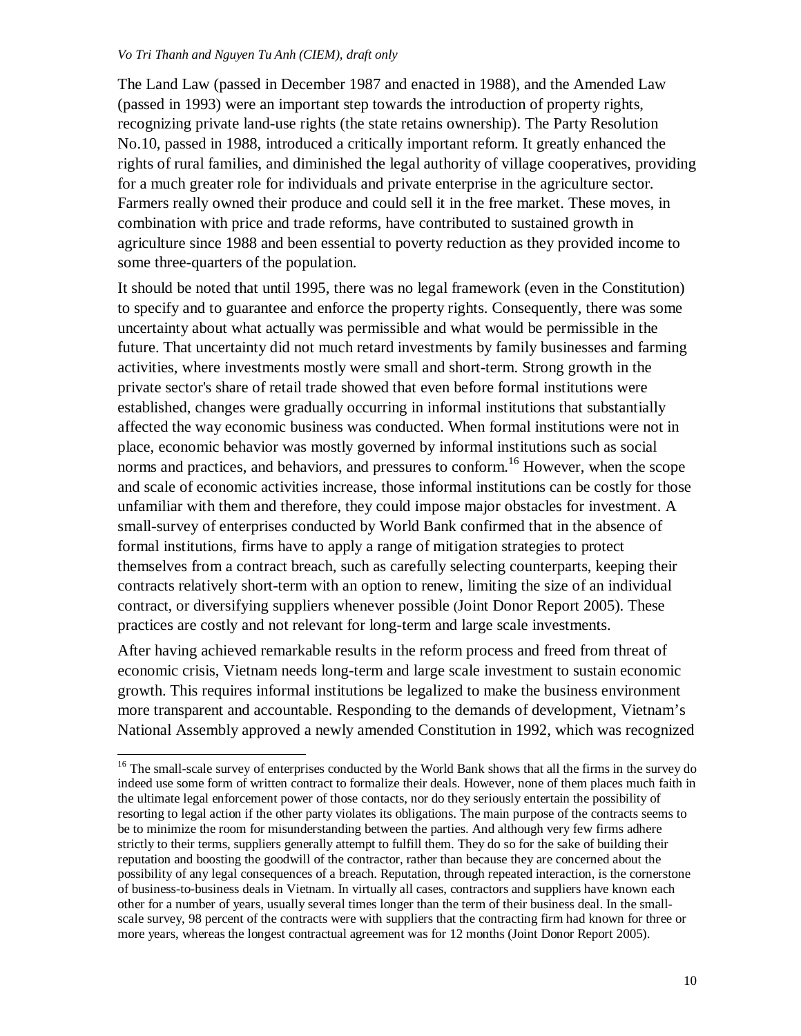The Land Law (passed in December 1987 and enacted in 1988), and the Amended Law (passed in 1993) were an important step towards the introduction of property rights, recognizing private land-use rights (the state retains ownership). The Party Resolution No.10, passed in 1988, introduced a critically important reform. It greatly enhanced the rights of rural families, and diminished the legal authority of village cooperatives, providing for a much greater role for individuals and private enterprise in the agriculture sector. Farmers really owned their produce and could sell it in the free market. These moves, in combination with price and trade reforms, have contributed to sustained growth in agriculture since 1988 and been essential to poverty reduction as they provided income to some three-quarters of the population.

It should be noted that until 1995, there was no legal framework (even in the Constitution) to specify and to guarantee and enforce the property rights. Consequently, there was some uncertainty about what actually was permissible and what would be permissible in the future. That uncertainty did not much retard investments by family businesses and farming activities, where investments mostly were small and short-term. Strong growth in the private sector's share of retail trade showed that even before formal institutions were established, changes were gradually occurring in informal institutions that substantially affected the way economic business was conducted. When formal institutions were not in place, economic behavior was mostly governed by informal institutions such as social norms and practices, and behaviors, and pressures to conform.[16] However, when the scope and scale of economic activities increase, those informal institutions can be costly for those unfamiliar with them and therefore, they could impose major obstacles for investment. A small-survey of enterprises conducted by World Bank confirmed that in the absence of formal institutions, firms have to apply a range of mitigation strategies to protect themselves from a contract breach, such as carefully selecting counterparts, keeping their contracts relatively short-term with an option to renew, limiting the size of an individual contract, or diversifying suppliers whenever possible (Joint Donor Report 2005). These practices are costly and not relevant for long-term and large scale investments.

After having achieved remarkable results in the reform process and freed from threat of economic crisis, Vietnam needs long-term and large scale investment to sustain economic growth. This requires informal institutions be legalized to make the business environment more transparent and accountable. Responding to the demands of development, Vietnam's National Assembly approved a newly amended Constitution in 1992, which was recognized

---

[16] The small-scale survey of enterprises conducted by the World Bank shows that all the firms in the survey do indeed use some form of written contract to formalize their deals. However, none of them places much faith in the ultimate legal enforcement power of those contacts, nor do they seriously entertain the possibility of resorting to legal action if the other party violates its obligations. The main purpose of the contracts seems to be to minimize the room for misunderstanding between the parties. And although very few firms adhere strictly to their terms, suppliers generally attempt to fulfill them. They do so for the sake of building their reputation and boosting the goodwill of the contractor, rather than because they are concerned about the possibility of any legal consequences of a breach. Reputation, through repeated interaction, is the cornerstone of business-to-business deals in Vietnam. In virtually all cases, contractors and suppliers have known each other for a number of years, usually several times longer than the term of their business deal. In the small-scale survey, 98 percent of the contracts were with suppliers that the contracting firm had known for three or more years, whereas the longest contractual agreement was for 12 months (Joint Donor Report 2005).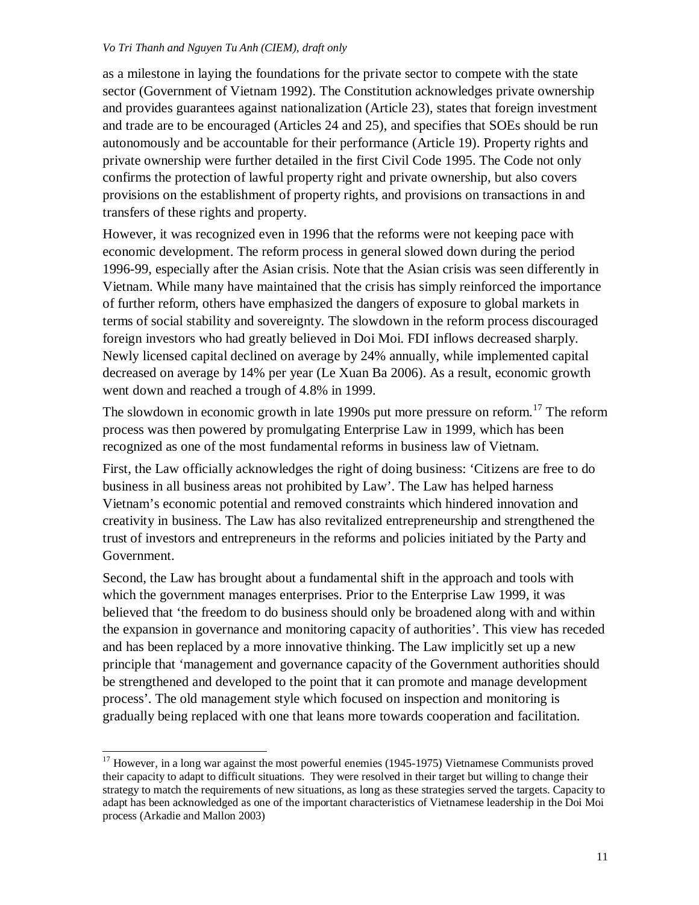as a milestone in laying the foundations for the private sector to compete with the state sector (Government of Vietnam 1992). The Constitution acknowledges private ownership and provides guarantees against nationalization (Article 23), states that foreign investment and trade are to be encouraged (Articles 24 and 25), and specifies that SOEs should be run autonomously and be accountable for their performance (Article 19). Property rights and private ownership were further detailed in the first Civil Code 1995. The Code not only confirms the protection of lawful property right and private ownership, but also covers provisions on the establishment of property rights, and provisions on transactions in and transfers of these rights and property.

However, it was recognized even in 1996 that the reforms were not keeping pace with economic development. The reform process in general slowed down during the period 1996-99, especially after the Asian crisis. Note that the Asian crisis was seen differently in Vietnam. While many have maintained that the crisis has simply reinforced the importance of further reform, others have emphasized the dangers of exposure to global markets in terms of social stability and sovereignty. The slowdown in the reform process discouraged foreign investors who had greatly believed in Doi Moi. FDI inflows decreased sharply. Newly licensed capital declined on average by 24% annually, while implemented capital decreased on average by 14% per year (Le Xuan Ba 2006). As a result, economic growth went down and reached a trough of 4.8% in 1999.

The slowdown in economic growth in late 1990s put more pressure on reform.[17] The reform process was then powered by promulgating Enterprise Law in 1999, which has been recognized as one of the most fundamental reforms in business law of Vietnam.

First, the Law officially acknowledges the right of doing business: 'Citizens are free to do business in all business areas not prohibited by Law'. The Law has helped harness Vietnam's economic potential and removed constraints which hindered innovation and creativity in business. The Law has also revitalized entrepreneurship and strengthened the trust of investors and entrepreneurs in the reforms and policies initiated by the Party and Government.

Second, the Law has brought about a fundamental shift in the approach and tools with which the government manages enterprises. Prior to the Enterprise Law 1999, it was believed that 'the freedom to do business should only be broadened along with and within the expansion in governance and monitoring capacity of authorities'. This view has receded and has been replaced by a more innovative thinking. The Law implicitly set up a new principle that 'management and governance capacity of the Government authorities should be strengthened and developed to the point that it can promote and manage development process'. The old management style which focused on inspection and monitoring is gradually being replaced with one that leans more towards cooperation and facilitation.

---

[17] However, in a long war against the most powerful enemies (1945-1975) Vietnamese Communists proved their capacity to adapt to difficult situations. They were resolved in their target but willing to change their strategy to match the requirements of new situations, as long as these strategies served the targets. Capacity to adapt has been acknowledged as one of the important characteristics of Vietnamese leadership in the Doi Moi process (Arkadie and Mallon 2003)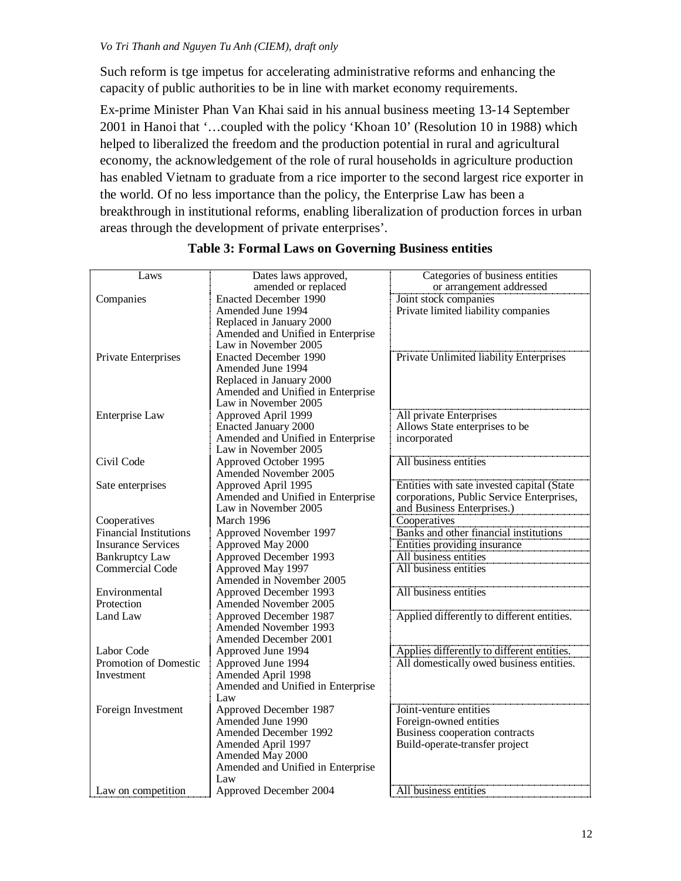Such reform is tge impetus for accelerating administrative reforms and enhancing the capacity of public authorities to be in line with market economy requirements.

Ex-prime Minister Phan Van Khai said in his annual business meeting 13-14 September 2001 in Hanoi that '…coupled with the policy 'Khoan 10' (Resolution 10 in 1988) which helped to liberalized the freedom and the production potential in rural and agricultural economy, the acknowledgement of the role of rural households in agriculture production has enabled Vietnam to graduate from a rice importer to the second largest rice exporter in the world. Of no less importance than the policy, the Enterprise Law has been a breakthrough in institutional reforms, enabling liberalization of production forces in urban areas through the development of private enterprises'.

**Table 3: Formal Laws on Governing Business entities**

| Laws | Dates laws approved, amended or replaced | Categories of business entities or arrangement addressed |
|---|---|---|
| Companies | Enacted December 1990<br>Amended June 1994<br>Replaced in January 2000<br>Amended and Unified in Enterprise Law in November 2005 | Joint stock companies<br>Private limited liability companies |
| Private Enterprises | Enacted December 1990<br>Amended June 1994<br>Replaced in January 2000<br>Amended and Unified in Enterprise Law in November 2005 | Private Unlimited liability Enterprises |
| Enterprise Law | Approved April 1999<br>Enacted January 2000<br>Amended and Unified in Enterprise Law in November 2005 | All private Enterprises<br>Allows State enterprises to be incorporated |
| Civil Code | Approved October 1995<br>Amended November 2005 | All business entities |
| Sate enterprises | Approved April 1995<br>Amended and Unified in Enterprise Law in November 2005 | Entities with sate invested capital (State corporations, Public Service Enterprises, and Business Enterprises.) |
| Cooperatives | March 1996 | Cooperatives |
| Financial Institutions | Approved November 1997 | Banks and other financial institutions |
| Insurance Services | Approved May 2000 | Entities providing insurance |
| Bankruptcy Law | Approved December 1993 | All business entities |
| Commercial Code | Approved May 1997<br>Amended in November 2005 | All business entities |
| Environmental Protection | Approved December 1993<br>Amended November 2005 | All business entities |
| Land Law | Approved December 1987<br>Amended November 1993<br>Amended December 2001 | Applied differently to different entities. |
| Labor Code | Approved June 1994 | Applies differently to different entities. |
| Promotion of Domestic Investment | Approved June 1994<br>Amended April 1998<br>Amended and Unified in Enterprise Law | All domestically owed business entities. |
| Foreign Investment | Approved December 1987<br>Amended June 1990<br>Amended December 1992<br>Amended April 1997<br>Amended May 2000<br>Amended and Unified in Enterprise Law | Joint-venture entities<br>Foreign-owned entities<br>Business cooperation contracts<br>Build-operate-transfer project |
| Law on competition | Approved December 2004 | All business entities |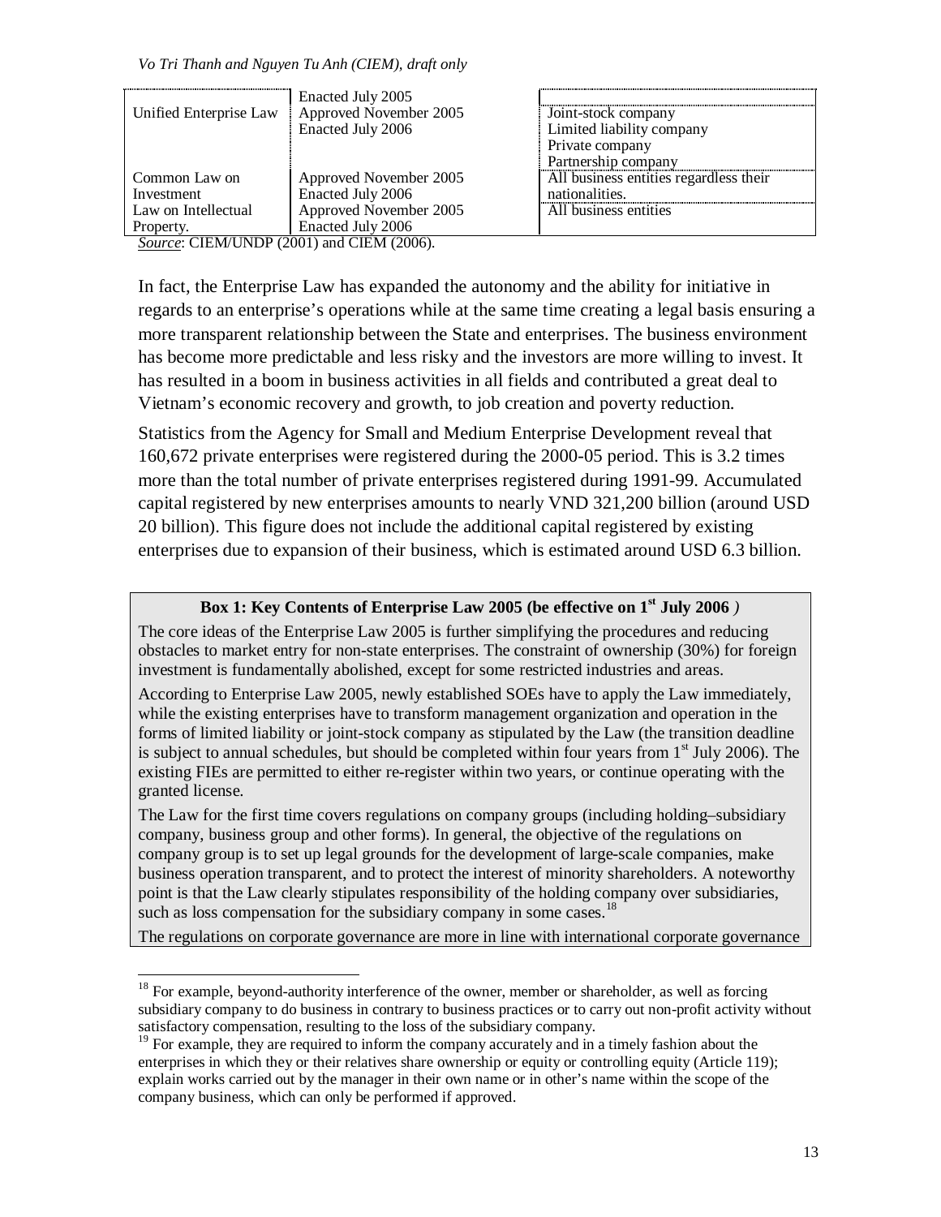| | | |
|---|---|---|
| Unified Enterprise Law | Enacted July 2005<br>Approved November 2005<br>Enacted July 2006 | Joint-stock company<br>Limited liability company<br>Private company<br>Partnership company |
| Common Law on Investment | Approved November 2005<br>Enacted July 2006 | All business entities regardless their nationalities. |
| Law on Intellectual Property. | Approved November 2005<br>Enacted July 2006 | All business entities |

*Source*: CIEM/UNDP (2001) and CIEM (2006).

In fact, the Enterprise Law has expanded the autonomy and the ability for initiative in regards to an enterprise's operations while at the same time creating a legal basis ensuring a more transparent relationship between the State and enterprises. The business environment has become more predictable and less risky and the investors are more willing to invest. It has resulted in a boom in business activities in all fields and contributed a great deal to Vietnam's economic recovery and growth, to job creation and poverty reduction.

Statistics from the Agency for Small and Medium Enterprise Development reveal that 160,672 private enterprises were registered during the 2000-05 period. This is 3.2 times more than the total number of private enterprises registered during 1991-99. Accumulated capital registered by new enterprises amounts to nearly VND 321,200 billion (around USD 20 billion). This figure does not include the additional capital registered by existing enterprises due to expansion of their business, which is estimated around USD 6.3 billion.

**Box 1: Key Contents of Enterprise Law 2005 (be effective on 1st July 2006 )**

The core ideas of the Enterprise Law 2005 is further simplifying the procedures and reducing obstacles to market entry for non-state enterprises. The constraint of ownership (30%) for foreign investment is fundamentally abolished, except for some restricted industries and areas.

According to Enterprise Law 2005, newly established SOEs have to apply the Law immediately, while the existing enterprises have to transform management organization and operation in the forms of limited liability or joint-stock company as stipulated by the Law (the transition deadline is subject to annual schedules, but should be completed within four years from 1st July 2006). The existing FIEs are permitted to either re-register within two years, or continue operating with the granted license.

The Law for the first time covers regulations on company groups (including holding–subsidiary company, business group and other forms). In general, the objective of the regulations on company group is to set up legal grounds for the development of large-scale companies, make business operation transparent, and to protect the interest of minority shareholders. A noteworthy point is that the Law clearly stipulates responsibility of the holding company over subsidiaries, such as loss compensation for the subsidiary company in some cases.[18]

The regulations on corporate governance are more in line with international corporate governance

[18] For example, beyond-authority interference of the owner, member or shareholder, as well as forcing subsidiary company to do business in contrary to business practices or to carry out non-profit activity without satisfactory compensation, resulting to the loss of the subsidiary company.

[19] For example, they are required to inform the company accurately and in a timely fashion about the enterprises in which they or their relatives share ownership or equity or controlling equity (Article 119); explain works carried out by the manager in their own name or in other's name within the scope of the company business, which can only be performed if approved.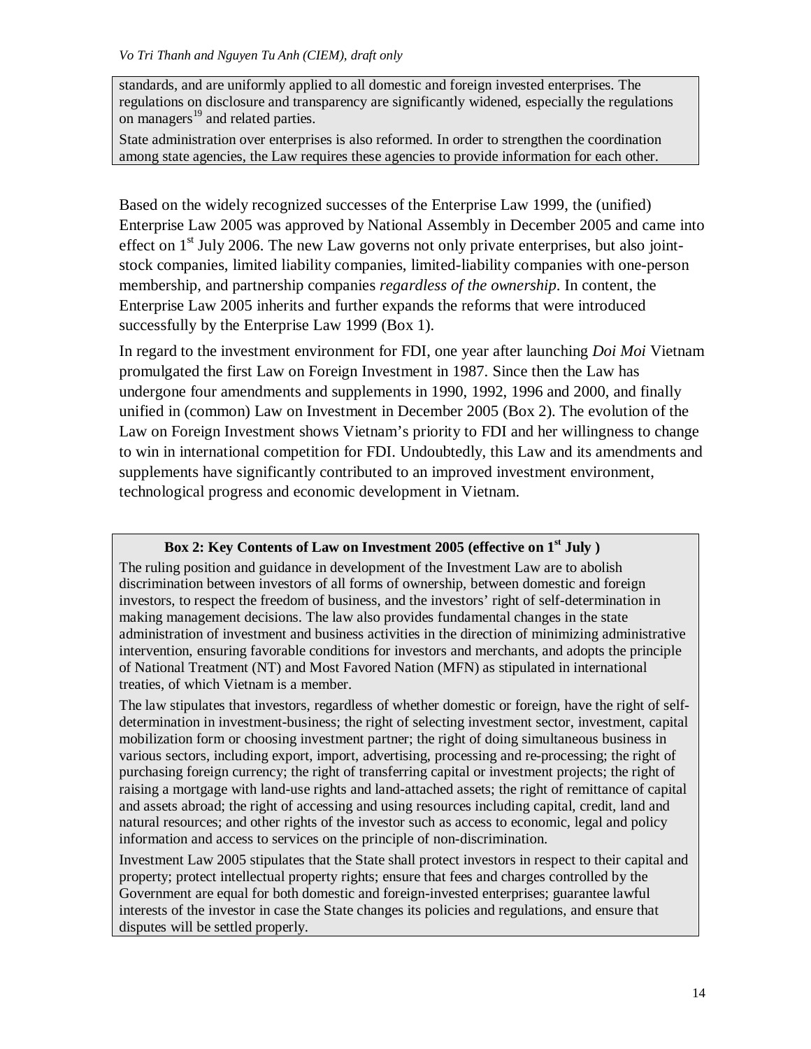standards, and are uniformly applied to all domestic and foreign invested enterprises. The regulations on disclosure and transparency are significantly widened, especially the regulations on managers[19] and related parties.

State administration over enterprises is also reformed. In order to strengthen the coordination among state agencies, the Law requires these agencies to provide information for each other.

Based on the widely recognized successes of the Enterprise Law 1999, the (unified) Enterprise Law 2005 was approved by National Assembly in December 2005 and came into effect on 1st July 2006. The new Law governs not only private enterprises, but also joint-stock companies, limited liability companies, limited-liability companies with one-person membership, and partnership companies *regardless of the ownership*. In content, the Enterprise Law 2005 inherits and further expands the reforms that were introduced successfully by the Enterprise Law 1999 (Box 1).

In regard to the investment environment for FDI, one year after launching *Doi Moi* Vietnam promulgated the first Law on Foreign Investment in 1987. Since then the Law has undergone four amendments and supplements in 1990, 1992, 1996 and 2000, and finally unified in (common) Law on Investment in December 2005 (Box 2). The evolution of the Law on Foreign Investment shows Vietnam's priority to FDI and her willingness to change to win in international competition for FDI. Undoubtedly, this Law and its amendments and supplements have significantly contributed to an improved investment environment, technological progress and economic development in Vietnam.

**Box 2: Key Contents of Law on Investment 2005 (effective on 1st July )**

The ruling position and guidance in development of the Investment Law are to abolish discrimination between investors of all forms of ownership, between domestic and foreign investors, to respect the freedom of business, and the investors' right of self-determination in making management decisions. The law also provides fundamental changes in the state administration of investment and business activities in the direction of minimizing administrative intervention, ensuring favorable conditions for investors and merchants, and adopts the principle of National Treatment (NT) and Most Favored Nation (MFN) as stipulated in international treaties, of which Vietnam is a member.

The law stipulates that investors, regardless of whether domestic or foreign, have the right of self-determination in investment-business; the right of selecting investment sector, investment, capital mobilization form or choosing investment partner; the right of doing simultaneous business in various sectors, including export, import, advertising, processing and re-processing; the right of purchasing foreign currency; the right of transferring capital or investment projects; the right of raising a mortgage with land-use rights and land-attached assets; the right of remittance of capital and assets abroad; the right of accessing and using resources including capital, credit, land and natural resources; and other rights of the investor such as access to economic, legal and policy information and access to services on the principle of non-discrimination.

Investment Law 2005 stipulates that the State shall protect investors in respect to their capital and property; protect intellectual property rights; ensure that fees and charges controlled by the Government are equal for both domestic and foreign-invested enterprises; guarantee lawful interests of the investor in case the State changes its policies and regulations, and ensure that disputes will be settled properly.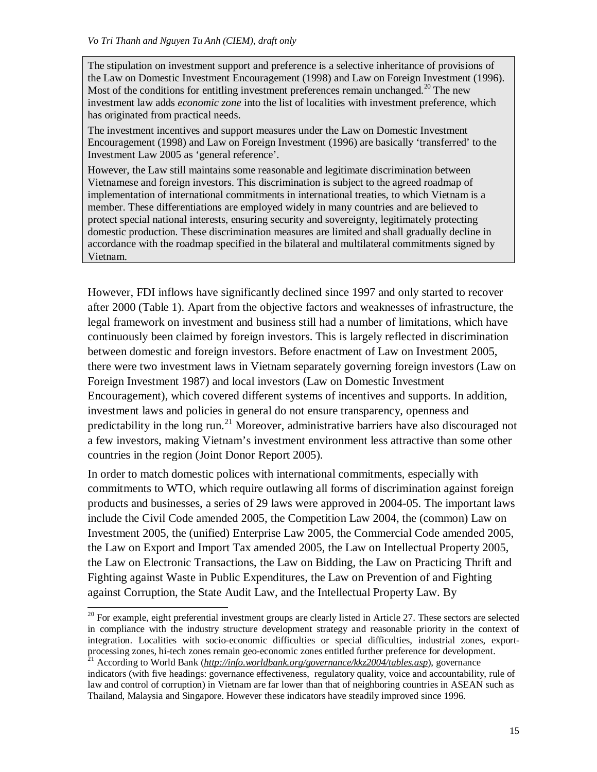The stipulation on investment support and preference is a selective inheritance of provisions of the Law on Domestic Investment Encouragement (1998) and Law on Foreign Investment (1996). Most of the conditions for entitling investment preferences remain unchanged.[20] The new investment law adds *economic zone* into the list of localities with investment preference, which has originated from practical needs.

The investment incentives and support measures under the Law on Domestic Investment Encouragement (1998) and Law on Foreign Investment (1996) are basically 'transferred' to the Investment Law 2005 as 'general reference'.

However, the Law still maintains some reasonable and legitimate discrimination between Vietnamese and foreign investors. This discrimination is subject to the agreed roadmap of implementation of international commitments in international treaties, to which Vietnam is a member. These differentiations are employed widely in many countries and are believed to protect special national interests, ensuring security and sovereignty, legitimately protecting domestic production. These discrimination measures are limited and shall gradually decline in accordance with the roadmap specified in the bilateral and multilateral commitments signed by Vietnam.

However, FDI inflows have significantly declined since 1997 and only started to recover after 2000 (Table 1). Apart from the objective factors and weaknesses of infrastructure, the legal framework on investment and business still had a number of limitations, which have continuously been claimed by foreign investors. This is largely reflected in discrimination between domestic and foreign investors. Before enactment of Law on Investment 2005, there were two investment laws in Vietnam separately governing foreign investors (Law on Foreign Investment 1987) and local investors (Law on Domestic Investment Encouragement), which covered different systems of incentives and supports. In addition, investment laws and policies in general do not ensure transparency, openness and predictability in the long run.[21] Moreover, administrative barriers have also discouraged not a few investors, making Vietnam's investment environment less attractive than some other countries in the region (Joint Donor Report 2005).

In order to match domestic polices with international commitments, especially with commitments to WTO, which require outlawing all forms of discrimination against foreign products and businesses, a series of 29 laws were approved in 2004-05. The important laws include the Civil Code amended 2005, the Competition Law 2004, the (common) Law on Investment 2005, the (unified) Enterprise Law 2005, the Commercial Code amended 2005, the Law on Export and Import Tax amended 2005, the Law on Intellectual Property 2005, the Law on Electronic Transactions, the Law on Bidding, the Law on Practicing Thrift and Fighting against Waste in Public Expenditures, the Law on Prevention of and Fighting against Corruption, the State Audit Law, and the Intellectual Property Law. By

[20] For example, eight preferential investment groups are clearly listed in Article 27. These sectors are selected in compliance with the industry structure development strategy and reasonable priority in the context of integration. Localities with socio-economic difficulties or special difficulties, industrial zones, export-processing zones, hi-tech zones remain geo-economic zones entitled further preference for development.

[21] According to World Bank (*http://info.worldbank.org/governance/kkz2004/tables.asp*), governance indicators (with five headings: governance effectiveness, regulatory quality, voice and accountability, rule of law and control of corruption) in Vietnam are far lower than that of neighboring countries in ASEAN such as Thailand, Malaysia and Singapore. However these indicators have steadily improved since 1996.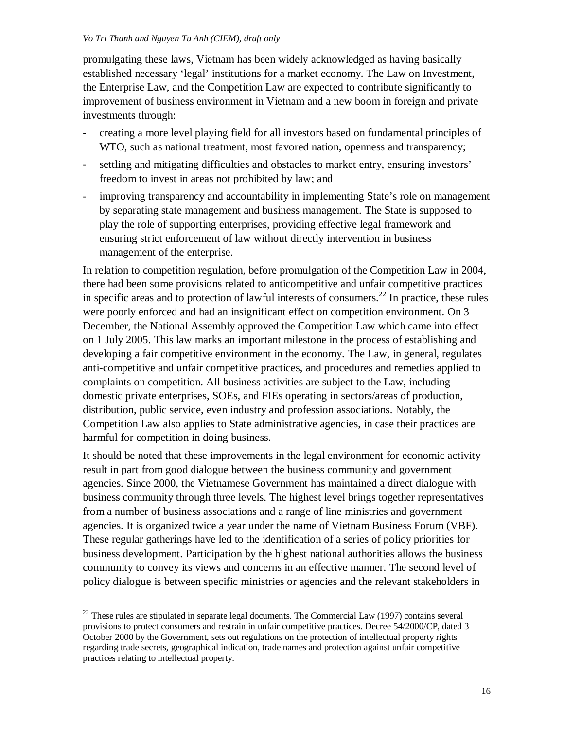promulgating these laws, Vietnam has been widely acknowledged as having basically established necessary 'legal' institutions for a market economy. The Law on Investment, the Enterprise Law, and the Competition Law are expected to contribute significantly to improvement of business environment in Vietnam and a new boom in foreign and private investments through:

- creating a more level playing field for all investors based on fundamental principles of WTO, such as national treatment, most favored nation, openness and transparency;
- settling and mitigating difficulties and obstacles to market entry, ensuring investors' freedom to invest in areas not prohibited by law; and
- improving transparency and accountability in implementing State's role on management by separating state management and business management. The State is supposed to play the role of supporting enterprises, providing effective legal framework and ensuring strict enforcement of law without directly intervention in business management of the enterprise.

In relation to competition regulation, before promulgation of the Competition Law in 2004, there had been some provisions related to anticompetitive and unfair competitive practices in specific areas and to protection of lawful interests of consumers.[22] In practice, these rules were poorly enforced and had an insignificant effect on competition environment. On 3 December, the National Assembly approved the Competition Law which came into effect on 1 July 2005. This law marks an important milestone in the process of establishing and developing a fair competitive environment in the economy. The Law, in general, regulates anti-competitive and unfair competitive practices, and procedures and remedies applied to complaints on competition. All business activities are subject to the Law, including domestic private enterprises, SOEs, and FIEs operating in sectors/areas of production, distribution, public service, even industry and profession associations. Notably, the Competition Law also applies to State administrative agencies, in case their practices are harmful for competition in doing business.

It should be noted that these improvements in the legal environment for economic activity result in part from good dialogue between the business community and government agencies. Since 2000, the Vietnamese Government has maintained a direct dialogue with business community through three levels. The highest level brings together representatives from a number of business associations and a range of line ministries and government agencies. It is organized twice a year under the name of Vietnam Business Forum (VBF). These regular gatherings have led to the identification of a series of policy priorities for business development. Participation by the highest national authorities allows the business community to convey its views and concerns in an effective manner. The second level of policy dialogue is between specific ministries or agencies and the relevant stakeholders in

---

[22] These rules are stipulated in separate legal documents. The Commercial Law (1997) contains several provisions to protect consumers and restrain in unfair competitive practices. Decree 54/2000/CP, dated 3 October 2000 by the Government, sets out regulations on the protection of intellectual property rights regarding trade secrets, geographical indication, trade names and protection against unfair competitive practices relating to intellectual property.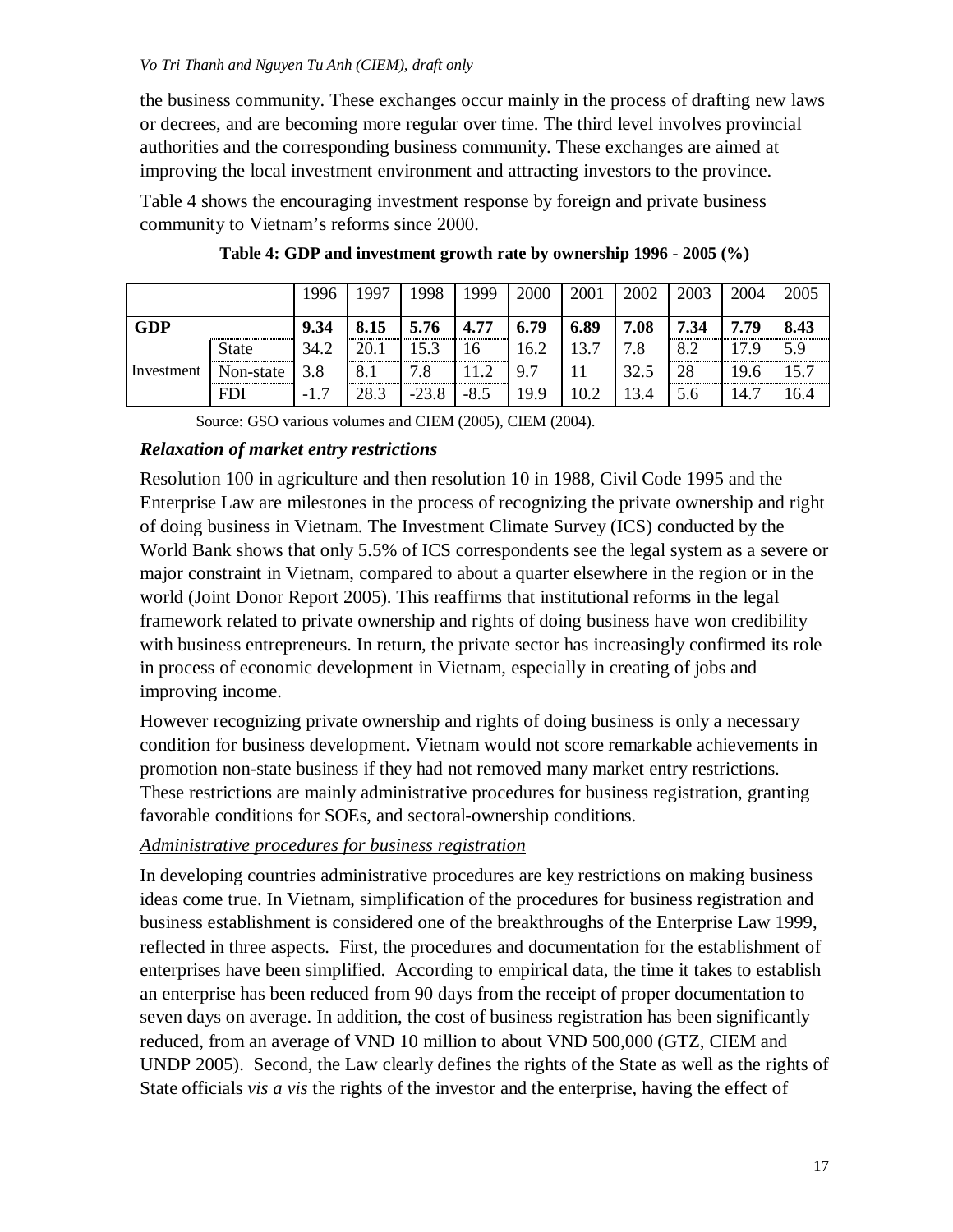the business community. These exchanges occur mainly in the process of drafting new laws or decrees, and are becoming more regular over time. The third level involves provincial authorities and the corresponding business community. These exchanges are aimed at improving the local investment environment and attracting investors to the province.

Table 4 shows the encouraging investment response by foreign and private business community to Vietnam's reforms since 2000.

**Table 4: GDP and investment growth rate by ownership 1996 - 2005 (%)**

| | | 1996 | 1997 | 1998 | 1999 | 2000 | 2001 | 2002 | 2003 | 2004 | 2005 |
|---|---|---|---|---|---|---|---|---|---|---|---|
| **GDP** | | **9.34** | **8.15** | **5.76** | **4.77** | **6.79** | **6.89** | **7.08** | **7.34** | **7.79** | **8.43** |
| Investment | State | 34.2 | 20.1 | 15.3 | 16 | 16.2 | 13.7 | 7.8 | 8.2 | 17.9 | 5.9 |
| | Non-state | 3.8 | 8.1 | 7.8 | 11.2 | 9.7 | 11 | 32.5 | 28 | 19.6 | 15.7 |
| | FDI | -1.7 | 28.3 | -23.8 | -8.5 | 19.9 | 10.2 | 13.4 | 5.6 | 14.7 | 16.4 |

Source: GSO various volumes and CIEM (2005), CIEM (2004).

### *Relaxation of market entry restrictions*

Resolution 100 in agriculture and then resolution 10 in 1988, Civil Code 1995 and the Enterprise Law are milestones in the process of recognizing the private ownership and right of doing business in Vietnam. The Investment Climate Survey (ICS) conducted by the World Bank shows that only 5.5% of ICS correspondents see the legal system as a severe or major constraint in Vietnam, compared to about a quarter elsewhere in the region or in the world (Joint Donor Report 2005). This reaffirms that institutional reforms in the legal framework related to private ownership and rights of doing business have won credibility with business entrepreneurs. In return, the private sector has increasingly confirmed its role in process of economic development in Vietnam, especially in creating of jobs and improving income.

However recognizing private ownership and rights of doing business is only a necessary condition for business development. Vietnam would not score remarkable achievements in promotion non-state business if they had not removed many market entry restrictions. These restrictions are mainly administrative procedures for business registration, granting favorable conditions for SOEs, and sectoral-ownership conditions.

#### *Administrative procedures for business registration*

In developing countries administrative procedures are key restrictions on making business ideas come true. In Vietnam, simplification of the procedures for business registration and business establishment is considered one of the breakthroughs of the Enterprise Law 1999, reflected in three aspects. First, the procedures and documentation for the establishment of enterprises have been simplified. According to empirical data, the time it takes to establish an enterprise has been reduced from 90 days from the receipt of proper documentation to seven days on average. In addition, the cost of business registration has been significantly reduced, from an average of VND 10 million to about VND 500,000 (GTZ, CIEM and UNDP 2005). Second, the Law clearly defines the rights of the State as well as the rights of State officials *vis a vis* the rights of the investor and the enterprise, having the effect of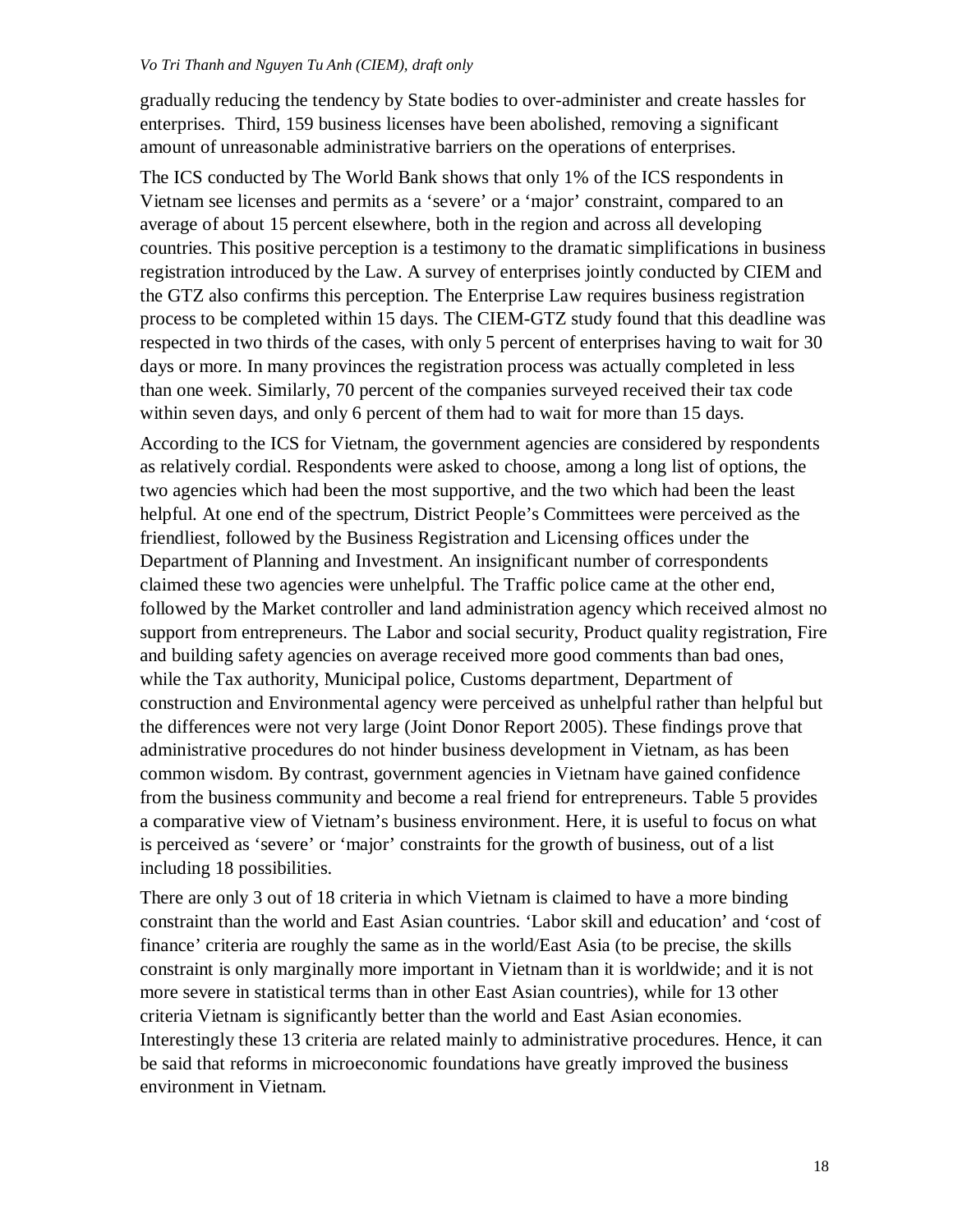gradually reducing the tendency by State bodies to over-administer and create hassles for enterprises. Third, 159 business licenses have been abolished, removing a significant amount of unreasonable administrative barriers on the operations of enterprises.

The ICS conducted by The World Bank shows that only 1% of the ICS respondents in Vietnam see licenses and permits as a 'severe' or a 'major' constraint, compared to an average of about 15 percent elsewhere, both in the region and across all developing countries. This positive perception is a testimony to the dramatic simplifications in business registration introduced by the Law. A survey of enterprises jointly conducted by CIEM and the GTZ also confirms this perception. The Enterprise Law requires business registration process to be completed within 15 days. The CIEM-GTZ study found that this deadline was respected in two thirds of the cases, with only 5 percent of enterprises having to wait for 30 days or more. In many provinces the registration process was actually completed in less than one week. Similarly, 70 percent of the companies surveyed received their tax code within seven days, and only 6 percent of them had to wait for more than 15 days.

According to the ICS for Vietnam, the government agencies are considered by respondents as relatively cordial. Respondents were asked to choose, among a long list of options, the two agencies which had been the most supportive, and the two which had been the least helpful. At one end of the spectrum, District People's Committees were perceived as the friendliest, followed by the Business Registration and Licensing offices under the Department of Planning and Investment. An insignificant number of correspondents claimed these two agencies were unhelpful. The Traffic police came at the other end, followed by the Market controller and land administration agency which received almost no support from entrepreneurs. The Labor and social security, Product quality registration, Fire and building safety agencies on average received more good comments than bad ones, while the Tax authority, Municipal police, Customs department, Department of construction and Environmental agency were perceived as unhelpful rather than helpful but the differences were not very large (Joint Donor Report 2005). These findings prove that administrative procedures do not hinder business development in Vietnam, as has been common wisdom. By contrast, government agencies in Vietnam have gained confidence from the business community and become a real friend for entrepreneurs. Table 5 provides a comparative view of Vietnam's business environment. Here, it is useful to focus on what is perceived as 'severe' or 'major' constraints for the growth of business, out of a list including 18 possibilities.

There are only 3 out of 18 criteria in which Vietnam is claimed to have a more binding constraint than the world and East Asian countries. 'Labor skill and education' and 'cost of finance' criteria are roughly the same as in the world/East Asia (to be precise, the skills constraint is only marginally more important in Vietnam than it is worldwide; and it is not more severe in statistical terms than in other East Asian countries), while for 13 other criteria Vietnam is significantly better than the world and East Asian economies. Interestingly these 13 criteria are related mainly to administrative procedures. Hence, it can be said that reforms in microeconomic foundations have greatly improved the business environment in Vietnam.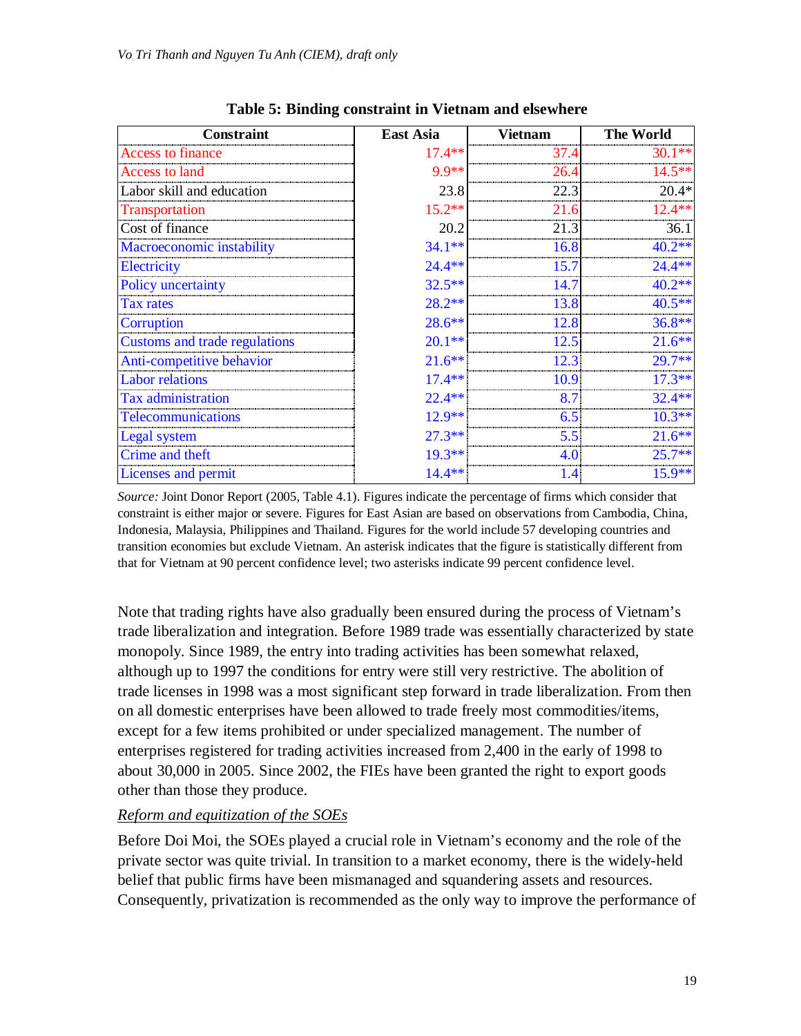**Table 5: Binding constraint in Vietnam and elsewhere**

| Constraint | East Asia | Vietnam | The World |
|---|---|---|---|
| Access to finance | 17.4** | 37.4 | 30.1** |
| Access to land | 9.9** | 26.4 | 14.5** |
| Labor skill and education | 23.8 | 22.3 | 20.4* |
| Transportation | 15.2** | 21.6 | 12.4** |
| Cost of finance | 20.2 | 21.3 | 36.1 |
| Macroeconomic instability | 34.1** | 16.8 | 40.2** |
| Electricity | 24.4** | 15.7 | 24.4** |
| Policy uncertainty | 32.5** | 14.7 | 40.2** |
| Tax rates | 28.2** | 13.8 | 40.5** |
| Corruption | 28.6** | 12.8 | 36.8** |
| Customs and trade regulations | 20.1** | 12.5 | 21.6** |
| Anti-competitive behavior | 21.6** | 12.3 | 29.7** |
| Labor relations | 17.4** | 10.9 | 17.3** |
| Tax administration | 22.4** | 8.7 | 32.4** |
| Telecommunications | 12.9** | 6.5 | 10.3** |
| Legal system | 27.3** | 5.5 | 21.6** |
| Crime and theft | 19.3** | 4.0 | 25.7** |
| Licenses and permit | 14.4** | 1.4 | 15.9** |

*Source:* Joint Donor Report (2005, Table 4.1). Figures indicate the percentage of firms which consider that constraint is either major or severe. Figures for East Asian are based on observations from Cambodia, China, Indonesia, Malaysia, Philippines and Thailand. Figures for the world include 57 developing countries and transition economies but exclude Vietnam. An asterisk indicates that the figure is statistically different from that for Vietnam at 90 percent confidence level; two asterisks indicate 99 percent confidence level.

Note that trading rights have also gradually been ensured during the process of Vietnam's trade liberalization and integration. Before 1989 trade was essentially characterized by state monopoly. Since 1989, the entry into trading activities has been somewhat relaxed, although up to 1997 the conditions for entry were still very restrictive. The abolition of trade licenses in 1998 was a most significant step forward in trade liberalization. From then on all domestic enterprises have been allowed to trade freely most commodities/items, except for a few items prohibited or under specialized management. The number of enterprises registered for trading activities increased from 2,400 in the early of 1998 to about 30,000 in 2005. Since 2002, the FIEs have been granted the right to export goods other than those they produce.

*Reform and equitization of the SOEs*

Before Doi Moi, the SOEs played a crucial role in Vietnam's economy and the role of the private sector was quite trivial. In transition to a market economy, there is the widely-held belief that public firms have been mismanaged and squandering assets and resources. Consequently, privatization is recommended as the only way to improve the performance of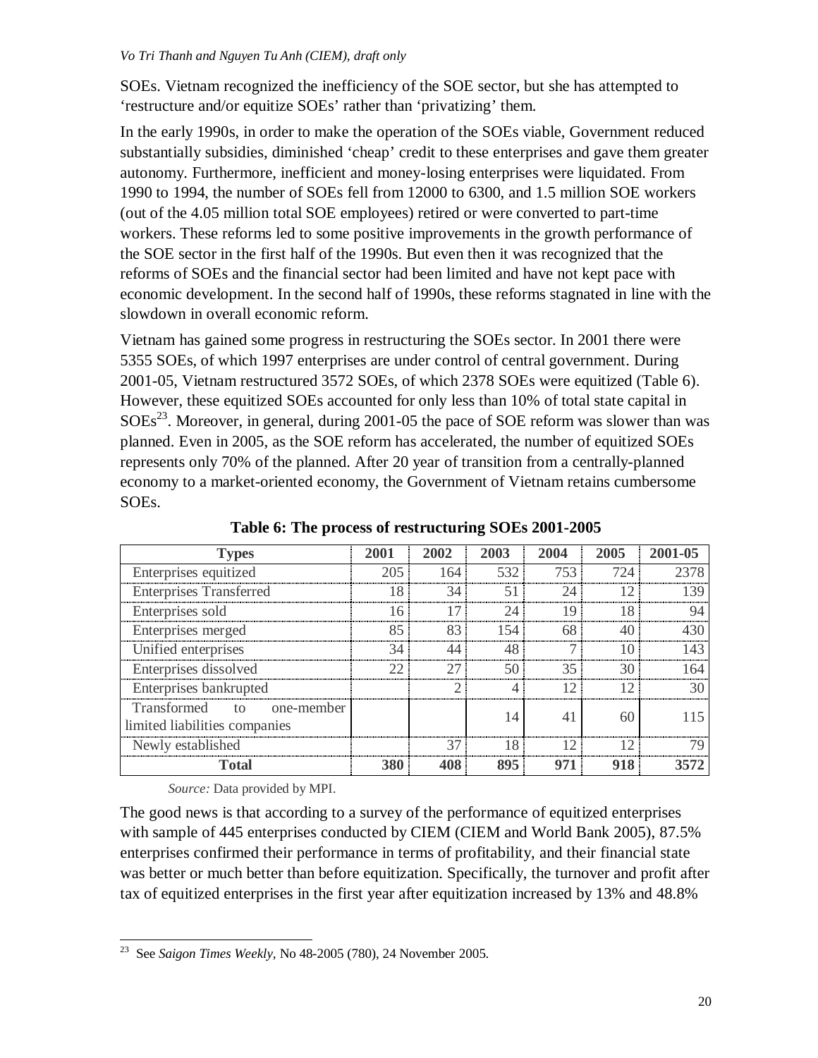SOEs. Vietnam recognized the inefficiency of the SOE sector, but she has attempted to 'restructure and/or equitize SOEs' rather than 'privatizing' them.

In the early 1990s, in order to make the operation of the SOEs viable, Government reduced substantially subsidies, diminished 'cheap' credit to these enterprises and gave them greater autonomy. Furthermore, inefficient and money-losing enterprises were liquidated. From 1990 to 1994, the number of SOEs fell from 12000 to 6300, and 1.5 million SOE workers (out of the 4.05 million total SOE employees) retired or were converted to part-time workers. These reforms led to some positive improvements in the growth performance of the SOE sector in the first half of the 1990s. But even then it was recognized that the reforms of SOEs and the financial sector had been limited and have not kept pace with economic development. In the second half of 1990s, these reforms stagnated in line with the slowdown in overall economic reform.

Vietnam has gained some progress in restructuring the SOEs sector. In 2001 there were 5355 SOEs, of which 1997 enterprises are under control of central government. During 2001-05, Vietnam restructured 3572 SOEs, of which 2378 SOEs were equitized (Table 6). However, these equitized SOEs accounted for only less than 10% of total state capital in SOEs[23]. Moreover, in general, during 2001-05 the pace of SOE reform was slower than was planned. Even in 2005, as the SOE reform has accelerated, the number of equitized SOEs represents only 70% of the planned. After 20 year of transition from a centrally-planned economy to a market-oriented economy, the Government of Vietnam retains cumbersome SOEs.

**Table 6: The process of restructuring SOEs 2001-2005**

| Types | 2001 | 2002 | 2003 | 2004 | 2005 | 2001-05 |
|---|---|---|---|---|---|---|
| Enterprises equitized | 205 | 164 | 532 | 753 | 724 | 2378 |
| Enterprises Transferred | 18 | 34 | 51 | 24 | 12 | 139 |
| Enterprises sold | 16 | 17 | 24 | 19 | 18 | 94 |
| Enterprises merged | 85 | 83 | 154 | 68 | 40 | 430 |
| Unified enterprises | 34 | 44 | 48 | 7 | 10 | 143 |
| Enterprises dissolved | 22 | 27 | 50 | 35 | 30 | 164 |
| Enterprises bankrupted | | 2 | 4 | 12 | 12 | 30 |
| Transformed to one-member limited liabilities companies | | | 14 | 41 | 60 | 115 |
| Newly established | | 37 | 18 | 12 | 12 | 79 |
| **Total** | **380** | **408** | **895** | **971** | **918** | **3572** |

*Source:* Data provided by MPI.

The good news is that according to a survey of the performance of equitized enterprises with sample of 445 enterprises conducted by CIEM (CIEM and World Bank 2005), 87.5% enterprises confirmed their performance in terms of profitability, and their financial state was better or much better than before equitization. Specifically, the turnover and profit after tax of equitized enterprises in the first year after equitization increased by 13% and 48.8%

[23] See *Saigon Times Weekly*, No 48-2005 (780), 24 November 2005.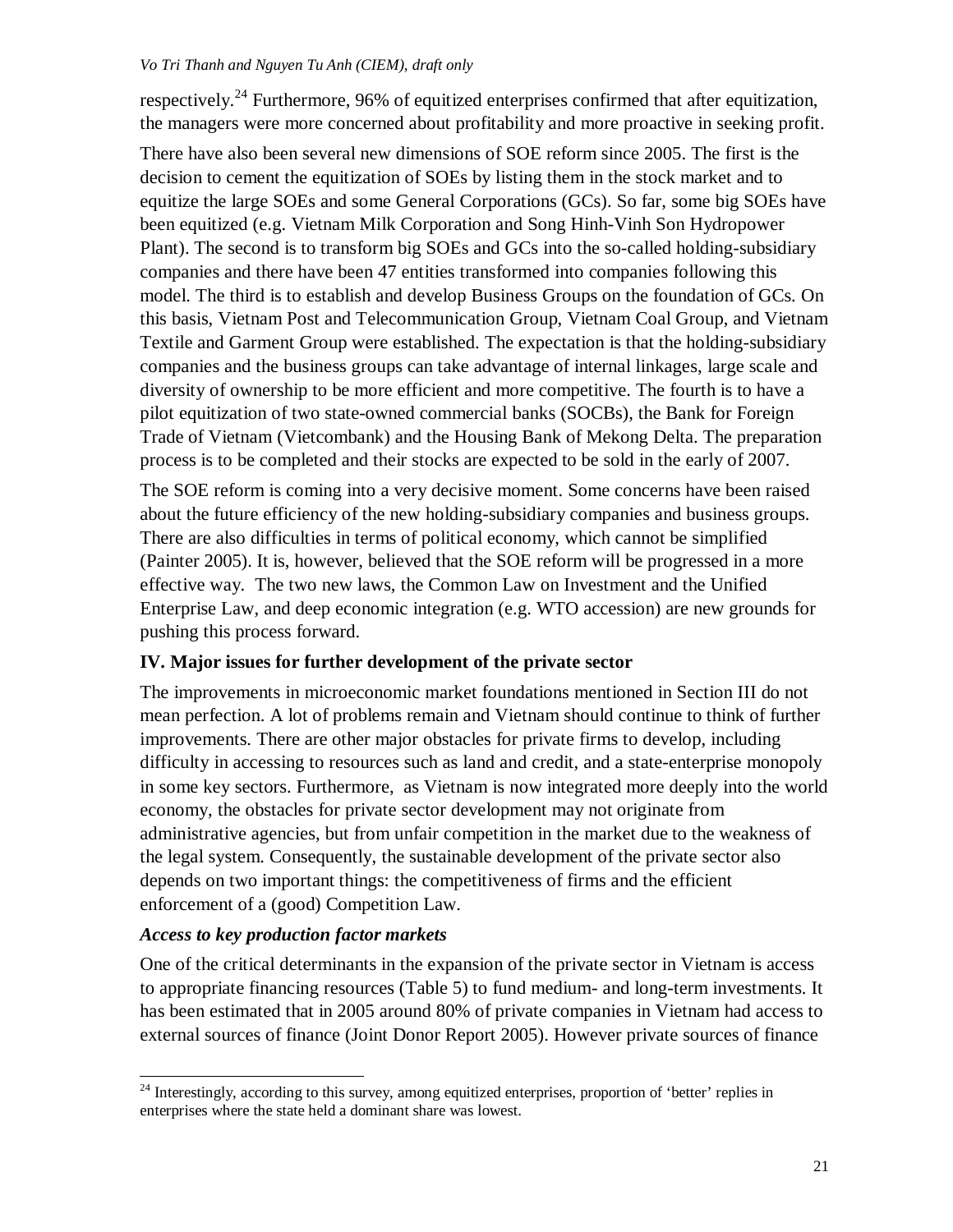respectively.[24] Furthermore, 96% of equitized enterprises confirmed that after equitization, the managers were more concerned about profitability and more proactive in seeking profit.

There have also been several new dimensions of SOE reform since 2005. The first is the decision to cement the equitization of SOEs by listing them in the stock market and to equitize the large SOEs and some General Corporations (GCs). So far, some big SOEs have been equitized (e.g. Vietnam Milk Corporation and Song Hinh-Vinh Son Hydropower Plant). The second is to transform big SOEs and GCs into the so-called holding-subsidiary companies and there have been 47 entities transformed into companies following this model. The third is to establish and develop Business Groups on the foundation of GCs. On this basis, Vietnam Post and Telecommunication Group, Vietnam Coal Group, and Vietnam Textile and Garment Group were established. The expectation is that the holding-subsidiary companies and the business groups can take advantage of internal linkages, large scale and diversity of ownership to be more efficient and more competitive. The fourth is to have a pilot equitization of two state-owned commercial banks (SOCBs), the Bank for Foreign Trade of Vietnam (Vietcombank) and the Housing Bank of Mekong Delta. The preparation process is to be completed and their stocks are expected to be sold in the early of 2007.

The SOE reform is coming into a very decisive moment. Some concerns have been raised about the future efficiency of the new holding-subsidiary companies and business groups. There are also difficulties in terms of political economy, which cannot be simplified (Painter 2005). It is, however, believed that the SOE reform will be progressed in a more effective way. The two new laws, the Common Law on Investment and the Unified Enterprise Law, and deep economic integration (e.g. WTO accession) are new grounds for pushing this process forward.

## IV. Major issues for further development of the private sector

The improvements in microeconomic market foundations mentioned in Section III do not mean perfection. A lot of problems remain and Vietnam should continue to think of further improvements. There are other major obstacles for private firms to develop, including difficulty in accessing to resources such as land and credit, and a state-enterprise monopoly in some key sectors. Furthermore, as Vietnam is now integrated more deeply into the world economy, the obstacles for private sector development may not originate from administrative agencies, but from unfair competition in the market due to the weakness of the legal system. Consequently, the sustainable development of the private sector also depends on two important things: the competitiveness of firms and the efficient enforcement of a (good) Competition Law.

### *Access to key production factor markets*

One of the critical determinants in the expansion of the private sector in Vietnam is access to appropriate financing resources (Table 5) to fund medium- and long-term investments. It has been estimated that in 2005 around 80% of private companies in Vietnam had access to external sources of finance (Joint Donor Report 2005). However private sources of finance

[24] Interestingly, according to this survey, among equitized enterprises, proportion of 'better' replies in enterprises where the state held a dominant share was lowest.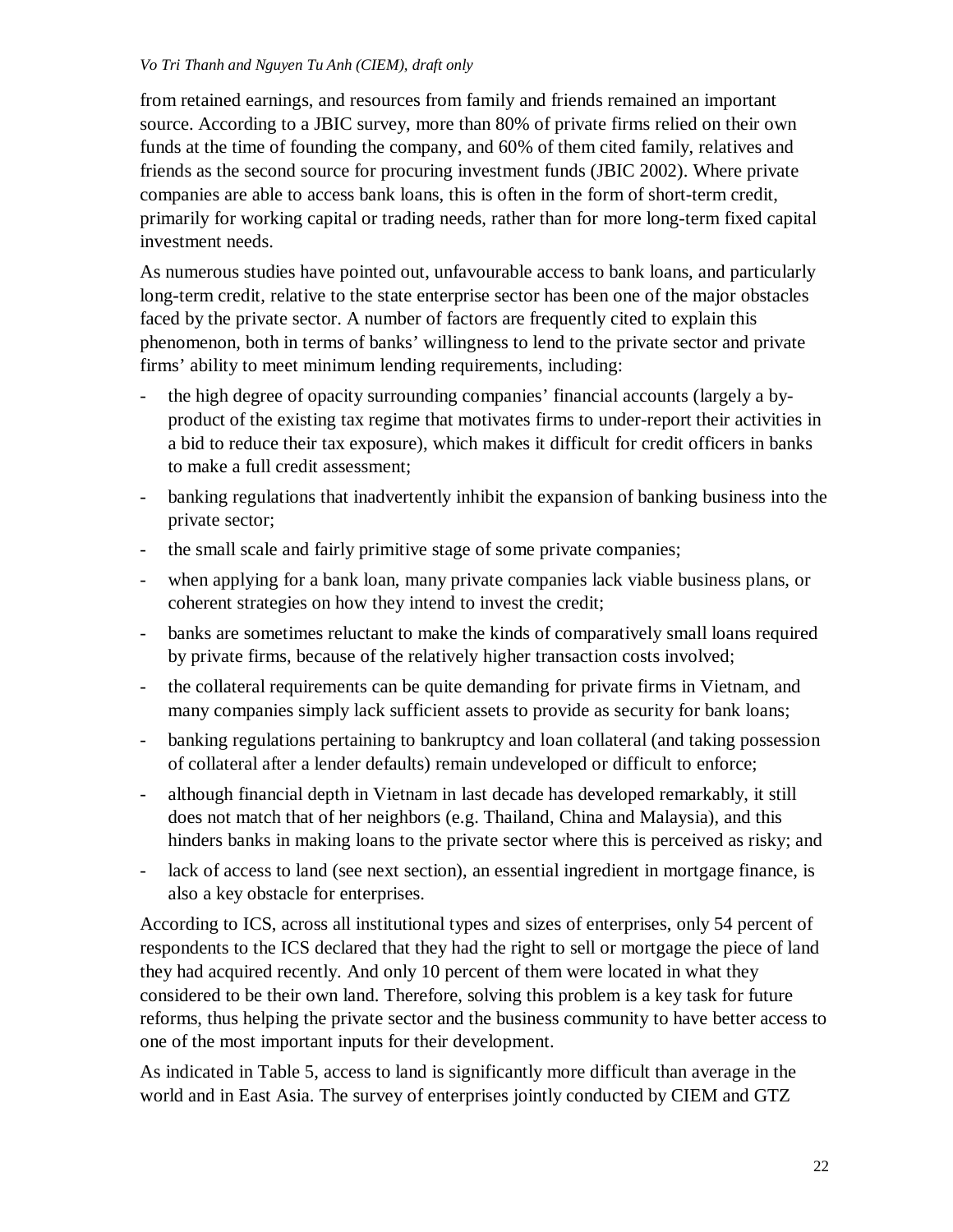from retained earnings, and resources from family and friends remained an important source. According to a JBIC survey, more than 80% of private firms relied on their own funds at the time of founding the company, and 60% of them cited family, relatives and friends as the second source for procuring investment funds (JBIC 2002). Where private companies are able to access bank loans, this is often in the form of short-term credit, primarily for working capital or trading needs, rather than for more long-term fixed capital investment needs.

As numerous studies have pointed out, unfavourable access to bank loans, and particularly long-term credit, relative to the state enterprise sector has been one of the major obstacles faced by the private sector. A number of factors are frequently cited to explain this phenomenon, both in terms of banks' willingness to lend to the private sector and private firms' ability to meet minimum lending requirements, including:

- the high degree of opacity surrounding companies' financial accounts (largely a by-product of the existing tax regime that motivates firms to under-report their activities in a bid to reduce their tax exposure), which makes it difficult for credit officers in banks to make a full credit assessment;
- banking regulations that inadvertently inhibit the expansion of banking business into the private sector;
- the small scale and fairly primitive stage of some private companies;
- when applying for a bank loan, many private companies lack viable business plans, or coherent strategies on how they intend to invest the credit;
- banks are sometimes reluctant to make the kinds of comparatively small loans required by private firms, because of the relatively higher transaction costs involved;
- the collateral requirements can be quite demanding for private firms in Vietnam, and many companies simply lack sufficient assets to provide as security for bank loans;
- banking regulations pertaining to bankruptcy and loan collateral (and taking possession of collateral after a lender defaults) remain undeveloped or difficult to enforce;
- although financial depth in Vietnam in last decade has developed remarkably, it still does not match that of her neighbors (e.g. Thailand, China and Malaysia), and this hinders banks in making loans to the private sector where this is perceived as risky; and
- lack of access to land (see next section), an essential ingredient in mortgage finance, is also a key obstacle for enterprises.

According to ICS, across all institutional types and sizes of enterprises, only 54 percent of respondents to the ICS declared that they had the right to sell or mortgage the piece of land they had acquired recently. And only 10 percent of them were located in what they considered to be their own land. Therefore, solving this problem is a key task for future reforms, thus helping the private sector and the business community to have better access to one of the most important inputs for their development.

As indicated in Table 5, access to land is significantly more difficult than average in the world and in East Asia. The survey of enterprises jointly conducted by CIEM and GTZ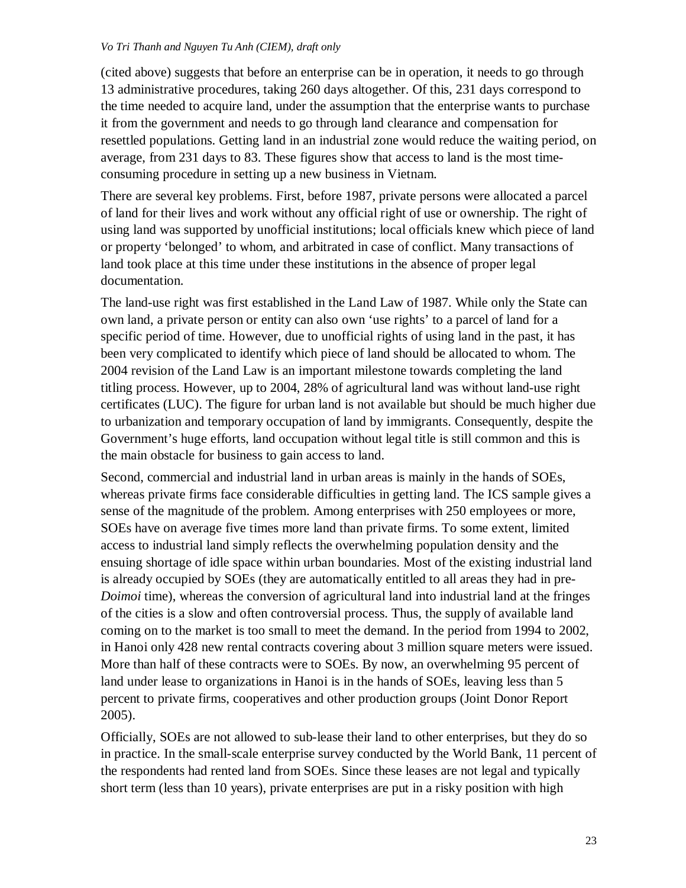(cited above) suggests that before an enterprise can be in operation, it needs to go through 13 administrative procedures, taking 260 days altogether. Of this, 231 days correspond to the time needed to acquire land, under the assumption that the enterprise wants to purchase it from the government and needs to go through land clearance and compensation for resettled populations. Getting land in an industrial zone would reduce the waiting period, on average, from 231 days to 83. These figures show that access to land is the most time-consuming procedure in setting up a new business in Vietnam.

There are several key problems. First, before 1987, private persons were allocated a parcel of land for their lives and work without any official right of use or ownership. The right of using land was supported by unofficial institutions; local officials knew which piece of land or property 'belonged' to whom, and arbitrated in case of conflict. Many transactions of land took place at this time under these institutions in the absence of proper legal documentation.

The land-use right was first established in the Land Law of 1987. While only the State can own land, a private person or entity can also own 'use rights' to a parcel of land for a specific period of time. However, due to unofficial rights of using land in the past, it has been very complicated to identify which piece of land should be allocated to whom. The 2004 revision of the Land Law is an important milestone towards completing the land titling process. However, up to 2004, 28% of agricultural land was without land-use right certificates (LUC). The figure for urban land is not available but should be much higher due to urbanization and temporary occupation of land by immigrants. Consequently, despite the Government's huge efforts, land occupation without legal title is still common and this is the main obstacle for business to gain access to land.

Second, commercial and industrial land in urban areas is mainly in the hands of SOEs, whereas private firms face considerable difficulties in getting land. The ICS sample gives a sense of the magnitude of the problem. Among enterprises with 250 employees or more, SOEs have on average five times more land than private firms. To some extent, limited access to industrial land simply reflects the overwhelming population density and the ensuing shortage of idle space within urban boundaries. Most of the existing industrial land is already occupied by SOEs (they are automatically entitled to all areas they had in pre-*Doimoi* time), whereas the conversion of agricultural land into industrial land at the fringes of the cities is a slow and often controversial process. Thus, the supply of available land coming on to the market is too small to meet the demand. In the period from 1994 to 2002, in Hanoi only 428 new rental contracts covering about 3 million square meters were issued. More than half of these contracts were to SOEs. By now, an overwhelming 95 percent of land under lease to organizations in Hanoi is in the hands of SOEs, leaving less than 5 percent to private firms, cooperatives and other production groups (Joint Donor Report 2005).

Officially, SOEs are not allowed to sub-lease their land to other enterprises, but they do so in practice. In the small-scale enterprise survey conducted by the World Bank, 11 percent of the respondents had rented land from SOEs. Since these leases are not legal and typically short term (less than 10 years), private enterprises are put in a risky position with high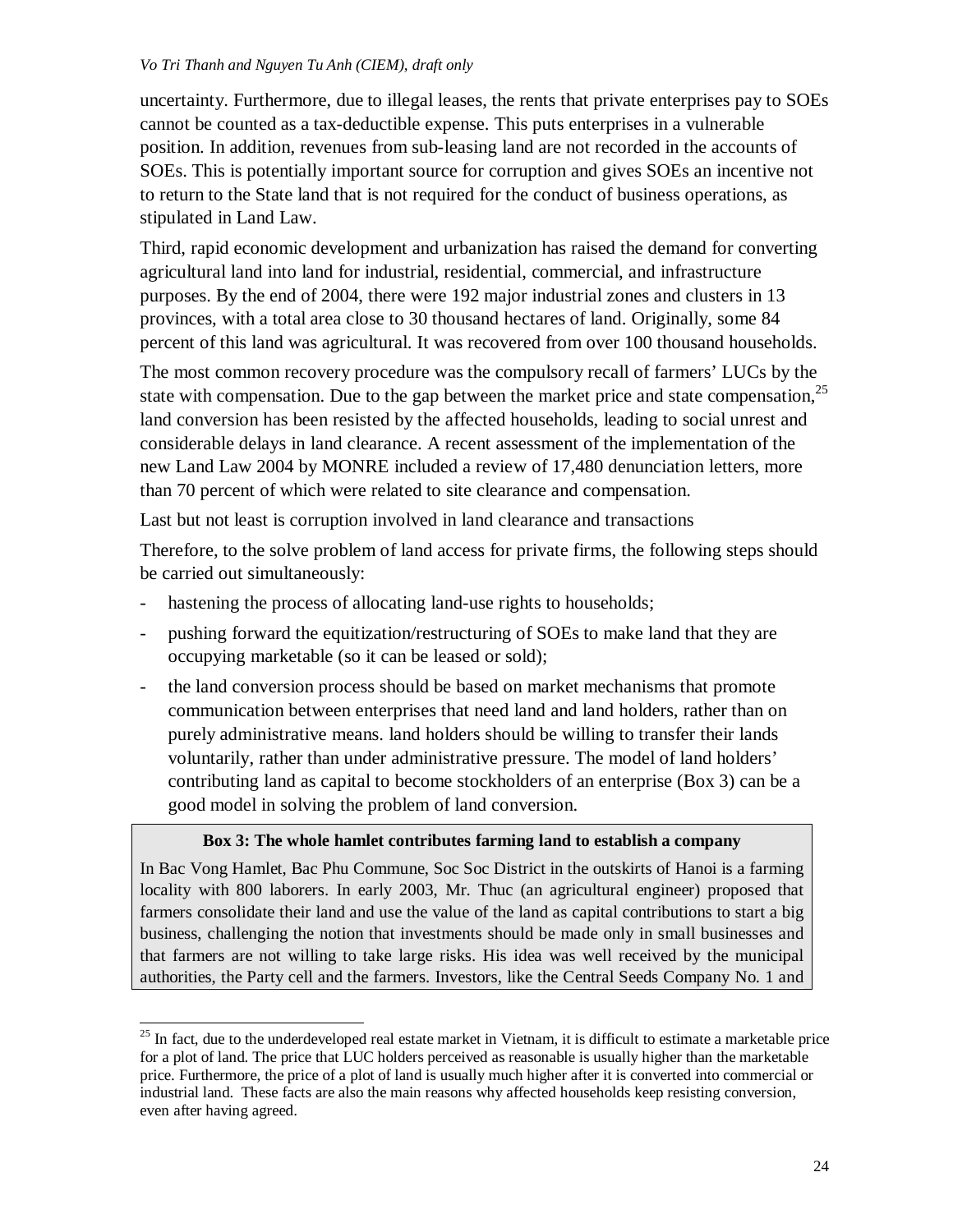uncertainty. Furthermore, due to illegal leases, the rents that private enterprises pay to SOEs cannot be counted as a tax-deductible expense. This puts enterprises in a vulnerable position. In addition, revenues from sub-leasing land are not recorded in the accounts of SOEs. This is potentially important source for corruption and gives SOEs an incentive not to return to the State land that is not required for the conduct of business operations, as stipulated in Land Law.

Third, rapid economic development and urbanization has raised the demand for converting agricultural land into land for industrial, residential, commercial, and infrastructure purposes. By the end of 2004, there were 192 major industrial zones and clusters in 13 provinces, with a total area close to 30 thousand hectares of land. Originally, some 84 percent of this land was agricultural. It was recovered from over 100 thousand households.

The most common recovery procedure was the compulsory recall of farmers' LUCs by the state with compensation. Due to the gap between the market price and state compensation,[25] land conversion has been resisted by the affected households, leading to social unrest and considerable delays in land clearance. A recent assessment of the implementation of the new Land Law 2004 by MONRE included a review of 17,480 denunciation letters, more than 70 percent of which were related to site clearance and compensation.

Last but not least is corruption involved in land clearance and transactions

Therefore, to the solve problem of land access for private firms, the following steps should be carried out simultaneously:

- hastening the process of allocating land-use rights to households;
- pushing forward the equitization/restructuring of SOEs to make land that they are occupying marketable (so it can be leased or sold);
- the land conversion process should be based on market mechanisms that promote communication between enterprises that need land and land holders, rather than on purely administrative means. land holders should be willing to transfer their lands voluntarily, rather than under administrative pressure. The model of land holders' contributing land as capital to become stockholders of an enterprise (Box 3) can be a good model in solving the problem of land conversion.

**Box 3: The whole hamlet contributes farming land to establish a company**

In Bac Vong Hamlet, Bac Phu Commune, Soc Soc District in the outskirts of Hanoi is a farming locality with 800 laborers. In early 2003, Mr. Thuc (an agricultural engineer) proposed that farmers consolidate their land and use the value of the land as capital contributions to start a big business, challenging the notion that investments should be made only in small businesses and that farmers are not willing to take large risks. His idea was well received by the municipal authorities, the Party cell and the farmers. Investors, like the Central Seeds Company No. 1 and

[25] In fact, due to the underdeveloped real estate market in Vietnam, it is difficult to estimate a marketable price for a plot of land. The price that LUC holders perceived as reasonable is usually higher than the marketable price. Furthermore, the price of a plot of land is usually much higher after it is converted into commercial or industrial land. These facts are also the main reasons why affected households keep resisting conversion, even after having agreed.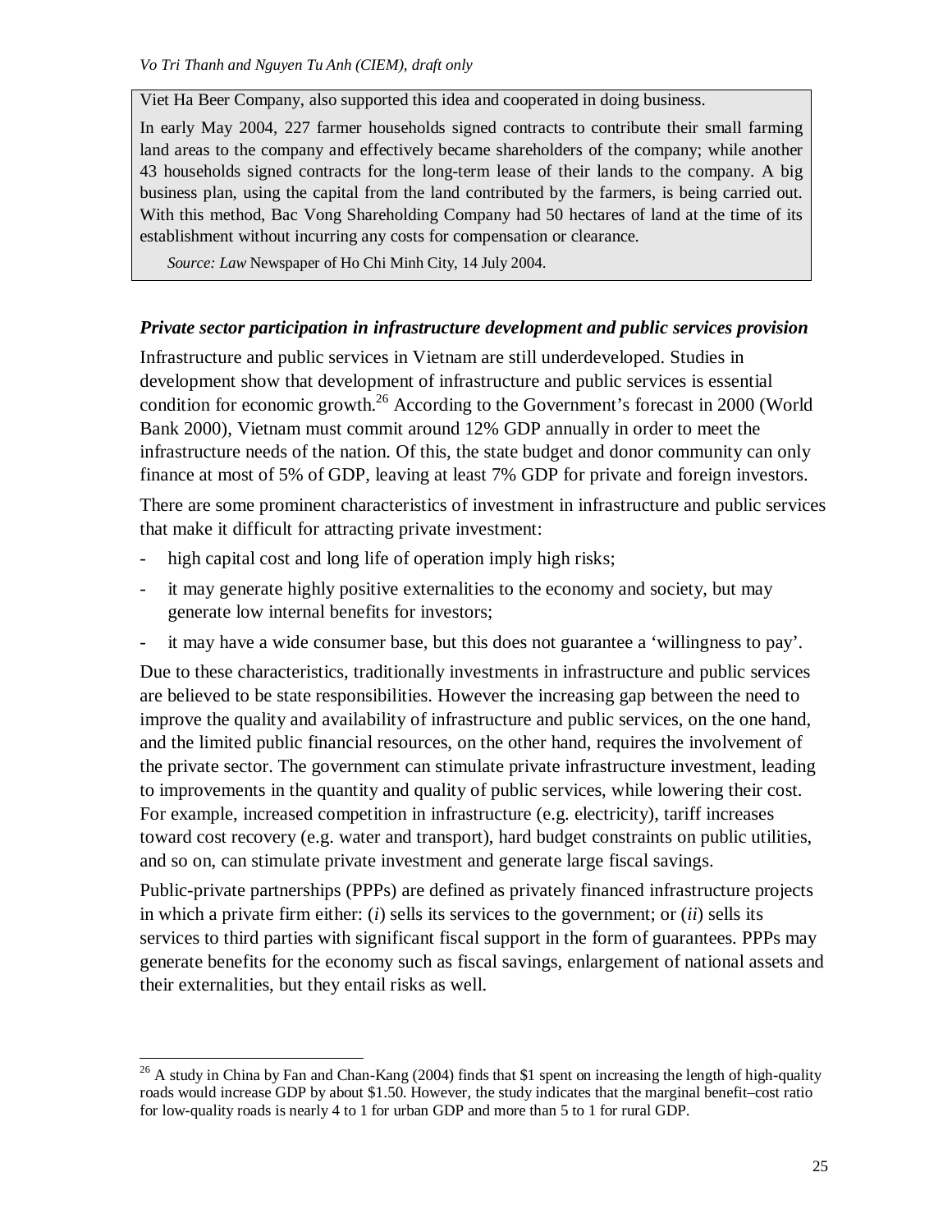Viet Ha Beer Company, also supported this idea and cooperated in doing business.

In early May 2004, 227 farmer households signed contracts to contribute their small farming land areas to the company and effectively became shareholders of the company; while another 43 households signed contracts for the long-term lease of their lands to the company. A big business plan, using the capital from the land contributed by the farmers, is being carried out. With this method, Bac Vong Shareholding Company had 50 hectares of land at the time of its establishment without incurring any costs for compensation or clearance.

*Source: Law* Newspaper of Ho Chi Minh City, 14 July 2004.

### *Private sector participation in infrastructure development and public services provision*

Infrastructure and public services in Vietnam are still underdeveloped. Studies in development show that development of infrastructure and public services is essential condition for economic growth.[26] According to the Government's forecast in 2000 (World Bank 2000), Vietnam must commit around 12% GDP annually in order to meet the infrastructure needs of the nation. Of this, the state budget and donor community can only finance at most of 5% of GDP, leaving at least 7% GDP for private and foreign investors.

There are some prominent characteristics of investment in infrastructure and public services that make it difficult for attracting private investment:

- high capital cost and long life of operation imply high risks;
- it may generate highly positive externalities to the economy and society, but may generate low internal benefits for investors;
- it may have a wide consumer base, but this does not guarantee a 'willingness to pay'.

Due to these characteristics, traditionally investments in infrastructure and public services are believed to be state responsibilities. However the increasing gap between the need to improve the quality and availability of infrastructure and public services, on the one hand, and the limited public financial resources, on the other hand, requires the involvement of the private sector. The government can stimulate private infrastructure investment, leading to improvements in the quantity and quality of public services, while lowering their cost. For example, increased competition in infrastructure (e.g. electricity), tariff increases toward cost recovery (e.g. water and transport), hard budget constraints on public utilities, and so on, can stimulate private investment and generate large fiscal savings.

Public-private partnerships (PPPs) are defined as privately financed infrastructure projects in which a private firm either: (*i*) sells its services to the government; or (*ii*) sells its services to third parties with significant fiscal support in the form of guarantees. PPPs may generate benefits for the economy such as fiscal savings, enlargement of national assets and their externalities, but they entail risks as well.

[26] A study in China by Fan and Chan-Kang (2004) finds that $1 spent on increasing the length of high-quality roads would increase GDP by about $1.50. However, the study indicates that the marginal benefit–cost ratio for low-quality roads is nearly 4 to 1 for urban GDP and more than 5 to 1 for rural GDP.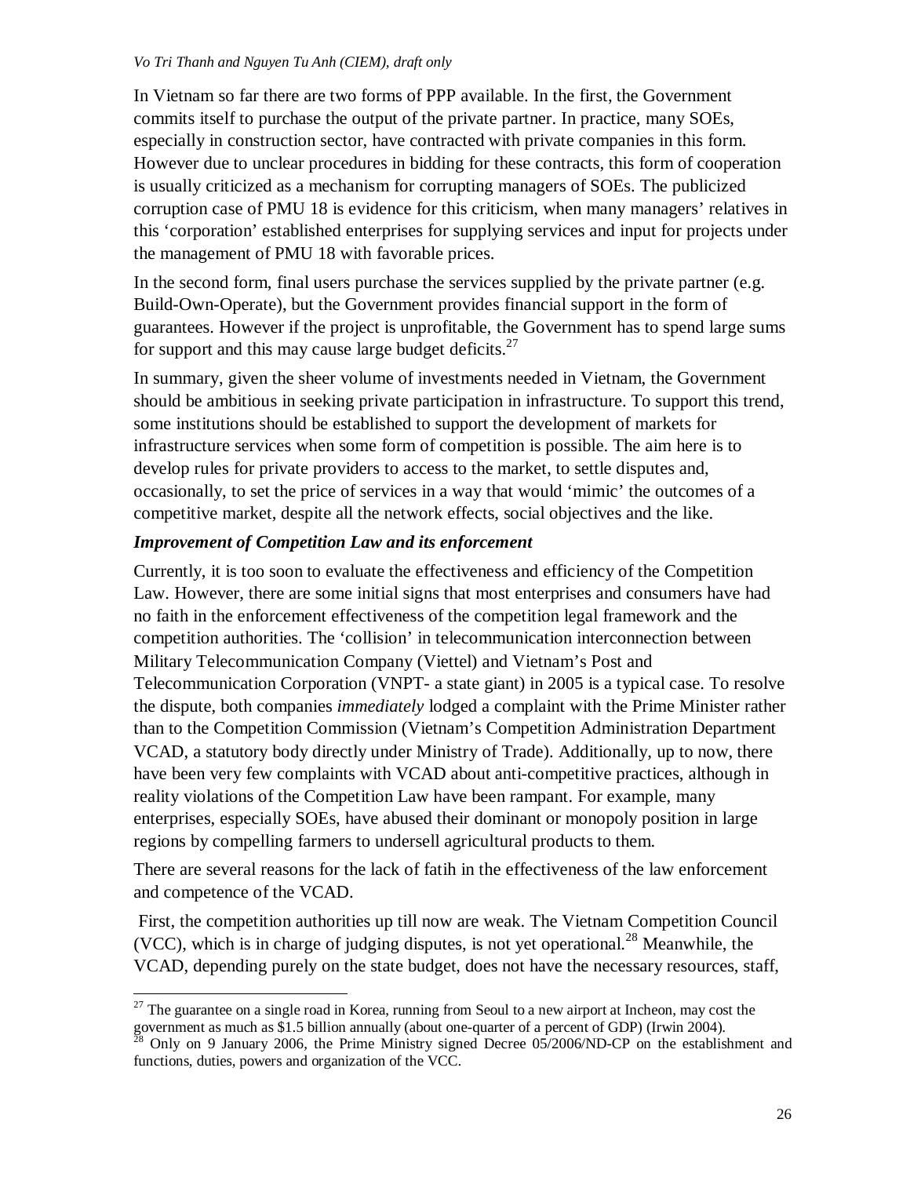In Vietnam so far there are two forms of PPP available. In the first, the Government commits itself to purchase the output of the private partner. In practice, many SOEs, especially in construction sector, have contracted with private companies in this form. However due to unclear procedures in bidding for these contracts, this form of cooperation is usually criticized as a mechanism for corrupting managers of SOEs. The publicized corruption case of PMU 18 is evidence for this criticism, when many managers' relatives in this 'corporation' established enterprises for supplying services and input for projects under the management of PMU 18 with favorable prices.

In the second form, final users purchase the services supplied by the private partner (e.g. Build-Own-Operate), but the Government provides financial support in the form of guarantees. However if the project is unprofitable, the Government has to spend large sums for support and this may cause large budget deficits.[27]

In summary, given the sheer volume of investments needed in Vietnam, the Government should be ambitious in seeking private participation in infrastructure. To support this trend, some institutions should be established to support the development of markets for infrastructure services when some form of competition is possible. The aim here is to develop rules for private providers to access to the market, to settle disputes and, occasionally, to set the price of services in a way that would 'mimic' the outcomes of a competitive market, despite all the network effects, social objectives and the like.

### *Improvement of Competition Law and its enforcement*

Currently, it is too soon to evaluate the effectiveness and efficiency of the Competition Law. However, there are some initial signs that most enterprises and consumers have had no faith in the enforcement effectiveness of the competition legal framework and the competition authorities. The 'collision' in telecommunication interconnection between Military Telecommunication Company (Viettel) and Vietnam's Post and Telecommunication Corporation (VNPT- a state giant) in 2005 is a typical case. To resolve the dispute, both companies *immediately* lodged a complaint with the Prime Minister rather than to the Competition Commission (Vietnam's Competition Administration Department VCAD, a statutory body directly under Ministry of Trade). Additionally, up to now, there have been very few complaints with VCAD about anti-competitive practices, although in reality violations of the Competition Law have been rampant. For example, many enterprises, especially SOEs, have abused their dominant or monopoly position in large regions by compelling farmers to undersell agricultural products to them.

There are several reasons for the lack of fatih in the effectiveness of the law enforcement and competence of the VCAD.

First, the competition authorities up till now are weak. The Vietnam Competition Council (VCC), which is in charge of judging disputes, is not yet operational.[28] Meanwhile, the VCAD, depending purely on the state budget, does not have the necessary resources, staff,

---

[27] The guarantee on a single road in Korea, running from Seoul to a new airport at Incheon, may cost the government as much as $1.5 billion annually (about one-quarter of a percent of GDP) (Irwin 2004).

[28] Only on 9 January 2006, the Prime Ministry signed Decree 05/2006/ND-CP on the establishment and functions, duties, powers and organization of the VCC.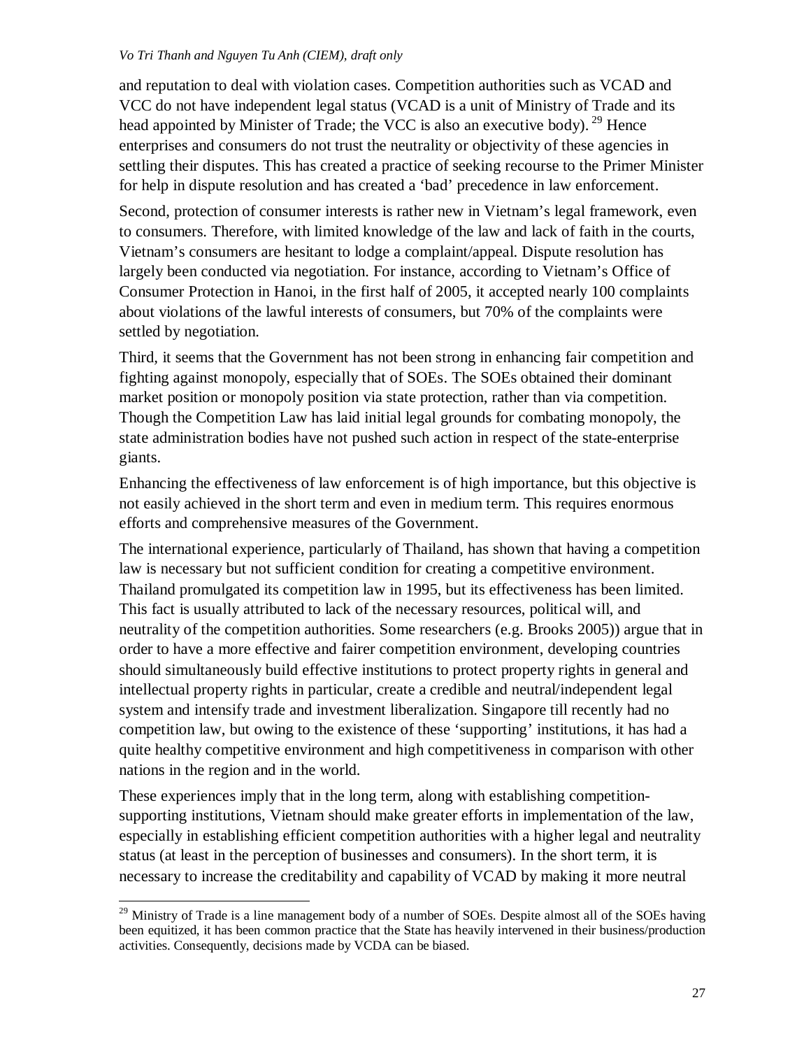and reputation to deal with violation cases. Competition authorities such as VCAD and VCC do not have independent legal status (VCAD is a unit of Ministry of Trade and its head appointed by Minister of Trade; the VCC is also an executive body).[29] Hence enterprises and consumers do not trust the neutrality or objectivity of these agencies in settling their disputes. This has created a practice of seeking recourse to the Primer Minister for help in dispute resolution and has created a 'bad' precedence in law enforcement.

Second, protection of consumer interests is rather new in Vietnam's legal framework, even to consumers. Therefore, with limited knowledge of the law and lack of faith in the courts, Vietnam's consumers are hesitant to lodge a complaint/appeal. Dispute resolution has largely been conducted via negotiation. For instance, according to Vietnam's Office of Consumer Protection in Hanoi, in the first half of 2005, it accepted nearly 100 complaints about violations of the lawful interests of consumers, but 70% of the complaints were settled by negotiation.

Third, it seems that the Government has not been strong in enhancing fair competition and fighting against monopoly, especially that of SOEs. The SOEs obtained their dominant market position or monopoly position via state protection, rather than via competition. Though the Competition Law has laid initial legal grounds for combating monopoly, the state administration bodies have not pushed such action in respect of the state-enterprise giants.

Enhancing the effectiveness of law enforcement is of high importance, but this objective is not easily achieved in the short term and even in medium term. This requires enormous efforts and comprehensive measures of the Government.

The international experience, particularly of Thailand, has shown that having a competition law is necessary but not sufficient condition for creating a competitive environment. Thailand promulgated its competition law in 1995, but its effectiveness has been limited. This fact is usually attributed to lack of the necessary resources, political will, and neutrality of the competition authorities. Some researchers (e.g. Brooks 2005)) argue that in order to have a more effective and fairer competition environment, developing countries should simultaneously build effective institutions to protect property rights in general and intellectual property rights in particular, create a credible and neutral/independent legal system and intensify trade and investment liberalization. Singapore till recently had no competition law, but owing to the existence of these 'supporting' institutions, it has had a quite healthy competitive environment and high competitiveness in comparison with other nations in the region and in the world.

These experiences imply that in the long term, along with establishing competition-supporting institutions, Vietnam should make greater efforts in implementation of the law, especially in establishing efficient competition authorities with a higher legal and neutrality status (at least in the perception of businesses and consumers). In the short term, it is necessary to increase the creditability and capability of VCAD by making it more neutral

[29] Ministry of Trade is a line management body of a number of SOEs. Despite almost all of the SOEs having been equitized, it has been common practice that the State has heavily intervened in their business/production activities. Consequently, decisions made by VCDA can be biased.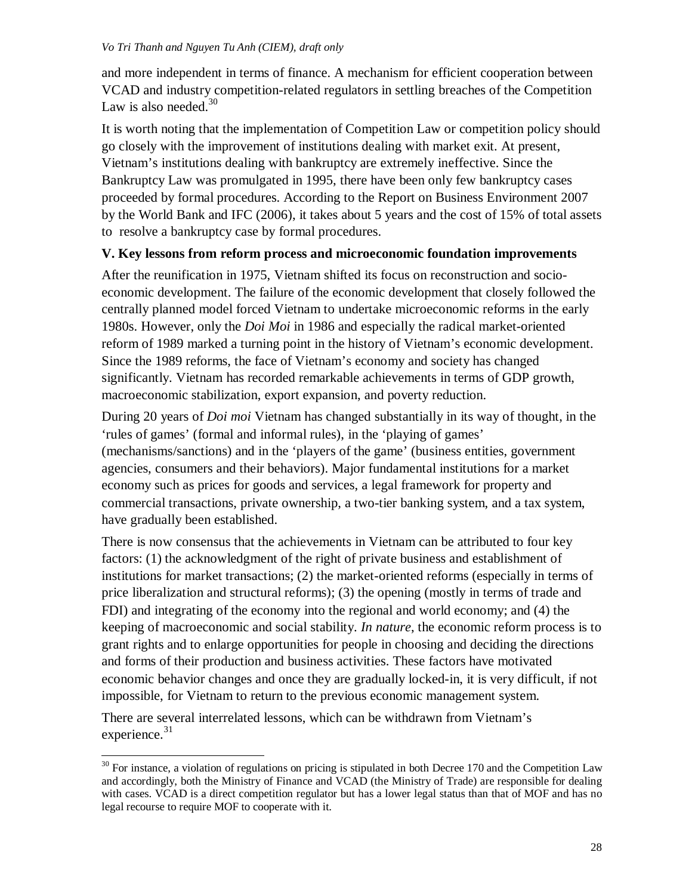and more independent in terms of finance. A mechanism for efficient cooperation between VCAD and industry competition-related regulators in settling breaches of the Competition Law is also needed.[30]

It is worth noting that the implementation of Competition Law or competition policy should go closely with the improvement of institutions dealing with market exit. At present, Vietnam's institutions dealing with bankruptcy are extremely ineffective. Since the Bankruptcy Law was promulgated in 1995, there have been only few bankruptcy cases proceeded by formal procedures. According to the Report on Business Environment 2007 by the World Bank and IFC (2006), it takes about 5 years and the cost of 15% of total assets to resolve a bankruptcy case by formal procedures.

## V. Key lessons from reform process and microeconomic foundation improvements

After the reunification in 1975, Vietnam shifted its focus on reconstruction and socio-economic development. The failure of the economic development that closely followed the centrally planned model forced Vietnam to undertake microeconomic reforms in the early 1980s. However, only the *Doi Moi* in 1986 and especially the radical market-oriented reform of 1989 marked a turning point in the history of Vietnam's economic development. Since the 1989 reforms, the face of Vietnam's economy and society has changed significantly. Vietnam has recorded remarkable achievements in terms of GDP growth, macroeconomic stabilization, export expansion, and poverty reduction.

During 20 years of *Doi moi* Vietnam has changed substantially in its way of thought, in the 'rules of games' (formal and informal rules), in the 'playing of games' (mechanisms/sanctions) and in the 'players of the game' (business entities, government agencies, consumers and their behaviors). Major fundamental institutions for a market economy such as prices for goods and services, a legal framework for property and commercial transactions, private ownership, a two-tier banking system, and a tax system, have gradually been established.

There is now consensus that the achievements in Vietnam can be attributed to four key factors: (1) the acknowledgment of the right of private business and establishment of institutions for market transactions; (2) the market-oriented reforms (especially in terms of price liberalization and structural reforms); (3) the opening (mostly in terms of trade and FDI) and integrating of the economy into the regional and world economy; and (4) the keeping of macroeconomic and social stability. *In nature*, the economic reform process is to grant rights and to enlarge opportunities for people in choosing and deciding the directions and forms of their production and business activities. These factors have motivated economic behavior changes and once they are gradually locked-in, it is very difficult, if not impossible, for Vietnam to return to the previous economic management system.

There are several interrelated lessons, which can be withdrawn from Vietnam's experience.[31]

---

[30] For instance, a violation of regulations on pricing is stipulated in both Decree 170 and the Competition Law and accordingly, both the Ministry of Finance and VCAD (the Ministry of Trade) are responsible for dealing with cases. VCAD is a direct competition regulator but has a lower legal status than that of MOF and has no legal recourse to require MOF to cooperate with it.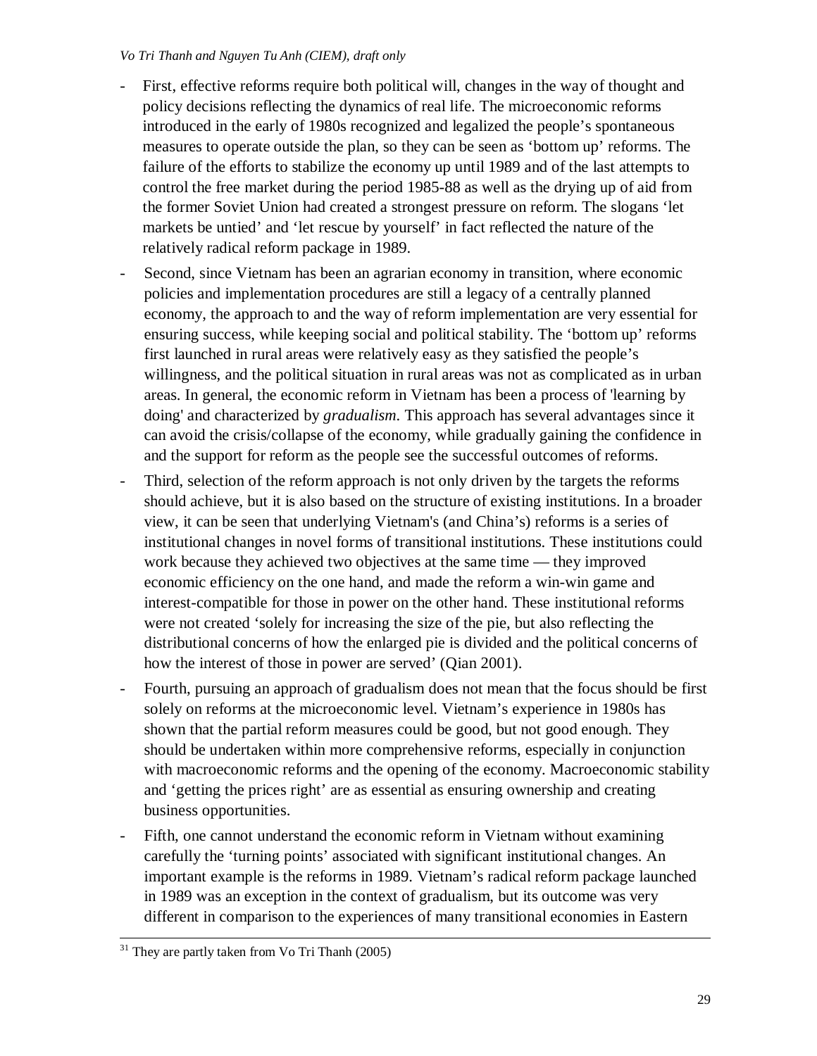- First, effective reforms require both political will, changes in the way of thought and policy decisions reflecting the dynamics of real life. The microeconomic reforms introduced in the early of 1980s recognized and legalized the people's spontaneous measures to operate outside the plan, so they can be seen as 'bottom up' reforms. The failure of the efforts to stabilize the economy up until 1989 and of the last attempts to control the free market during the period 1985-88 as well as the drying up of aid from the former Soviet Union had created a strongest pressure on reform. The slogans 'let markets be untied' and 'let rescue by yourself' in fact reflected the nature of the relatively radical reform package in 1989.
- Second, since Vietnam has been an agrarian economy in transition, where economic policies and implementation procedures are still a legacy of a centrally planned economy, the approach to and the way of reform implementation are very essential for ensuring success, while keeping social and political stability. The 'bottom up' reforms first launched in rural areas were relatively easy as they satisfied the people's willingness, and the political situation in rural areas was not as complicated as in urban areas. In general, the economic reform in Vietnam has been a process of 'learning by doing' and characterized by *gradualism*. This approach has several advantages since it can avoid the crisis/collapse of the economy, while gradually gaining the confidence in and the support for reform as the people see the successful outcomes of reforms.
- Third, selection of the reform approach is not only driven by the targets the reforms should achieve, but it is also based on the structure of existing institutions. In a broader view, it can be seen that underlying Vietnam's (and China's) reforms is a series of institutional changes in novel forms of transitional institutions. These institutions could work because they achieved two objectives at the same time — they improved economic efficiency on the one hand, and made the reform a win-win game and interest-compatible for those in power on the other hand. These institutional reforms were not created 'solely for increasing the size of the pie, but also reflecting the distributional concerns of how the enlarged pie is divided and the political concerns of how the interest of those in power are served' (Qian 2001).
- Fourth, pursuing an approach of gradualism does not mean that the focus should be first solely on reforms at the microeconomic level. Vietnam's experience in 1980s has shown that the partial reform measures could be good, but not good enough. They should be undertaken within more comprehensive reforms, especially in conjunction with macroeconomic reforms and the opening of the economy. Macroeconomic stability and 'getting the prices right' are as essential as ensuring ownership and creating business opportunities.
- Fifth, one cannot understand the economic reform in Vietnam without examining carefully the 'turning points' associated with significant institutional changes. An important example is the reforms in 1989. Vietnam's radical reform package launched in 1989 was an exception in the context of gradualism, but its outcome was very different in comparison to the experiences of many transitional economies in Eastern

[31] They are partly taken from Vo Tri Thanh (2005)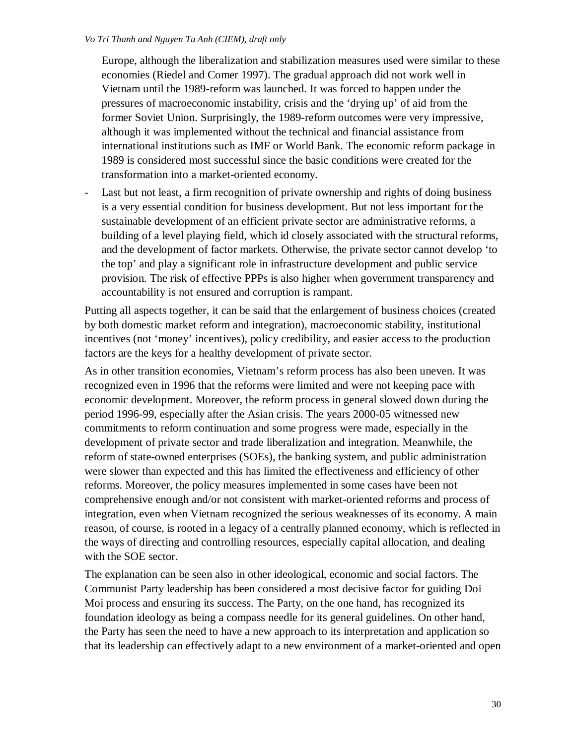Europe, although the liberalization and stabilization measures used were similar to these economies (Riedel and Comer 1997). The gradual approach did not work well in Vietnam until the 1989-reform was launched. It was forced to happen under the pressures of macroeconomic instability, crisis and the 'drying up' of aid from the former Soviet Union. Surprisingly, the 1989-reform outcomes were very impressive, although it was implemented without the technical and financial assistance from international institutions such as IMF or World Bank. The economic reform package in 1989 is considered most successful since the basic conditions were created for the transformation into a market-oriented economy.

- Last but not least, a firm recognition of private ownership and rights of doing business is a very essential condition for business development. But not less important for the sustainable development of an efficient private sector are administrative reforms, a building of a level playing field, which id closely associated with the structural reforms, and the development of factor markets. Otherwise, the private sector cannot develop 'to the top' and play a significant role in infrastructure development and public service provision. The risk of effective PPPs is also higher when government transparency and accountability is not ensured and corruption is rampant.

Putting all aspects together, it can be said that the enlargement of business choices (created by both domestic market reform and integration), macroeconomic stability, institutional incentives (not 'money' incentives), policy credibility, and easier access to the production factors are the keys for a healthy development of private sector.

As in other transition economies, Vietnam's reform process has also been uneven. It was recognized even in 1996 that the reforms were limited and were not keeping pace with economic development. Moreover, the reform process in general slowed down during the period 1996-99, especially after the Asian crisis. The years 2000-05 witnessed new commitments to reform continuation and some progress were made, especially in the development of private sector and trade liberalization and integration. Meanwhile, the reform of state-owned enterprises (SOEs), the banking system, and public administration were slower than expected and this has limited the effectiveness and efficiency of other reforms. Moreover, the policy measures implemented in some cases have been not comprehensive enough and/or not consistent with market-oriented reforms and process of integration, even when Vietnam recognized the serious weaknesses of its economy. A main reason, of course, is rooted in a legacy of a centrally planned economy, which is reflected in the ways of directing and controlling resources, especially capital allocation, and dealing with the SOE sector.

The explanation can be seen also in other ideological, economic and social factors. The Communist Party leadership has been considered a most decisive factor for guiding Doi Moi process and ensuring its success. The Party, on the one hand, has recognized its foundation ideology as being a compass needle for its general guidelines. On other hand, the Party has seen the need to have a new approach to its interpretation and application so that its leadership can effectively adapt to a new environment of a market-oriented and open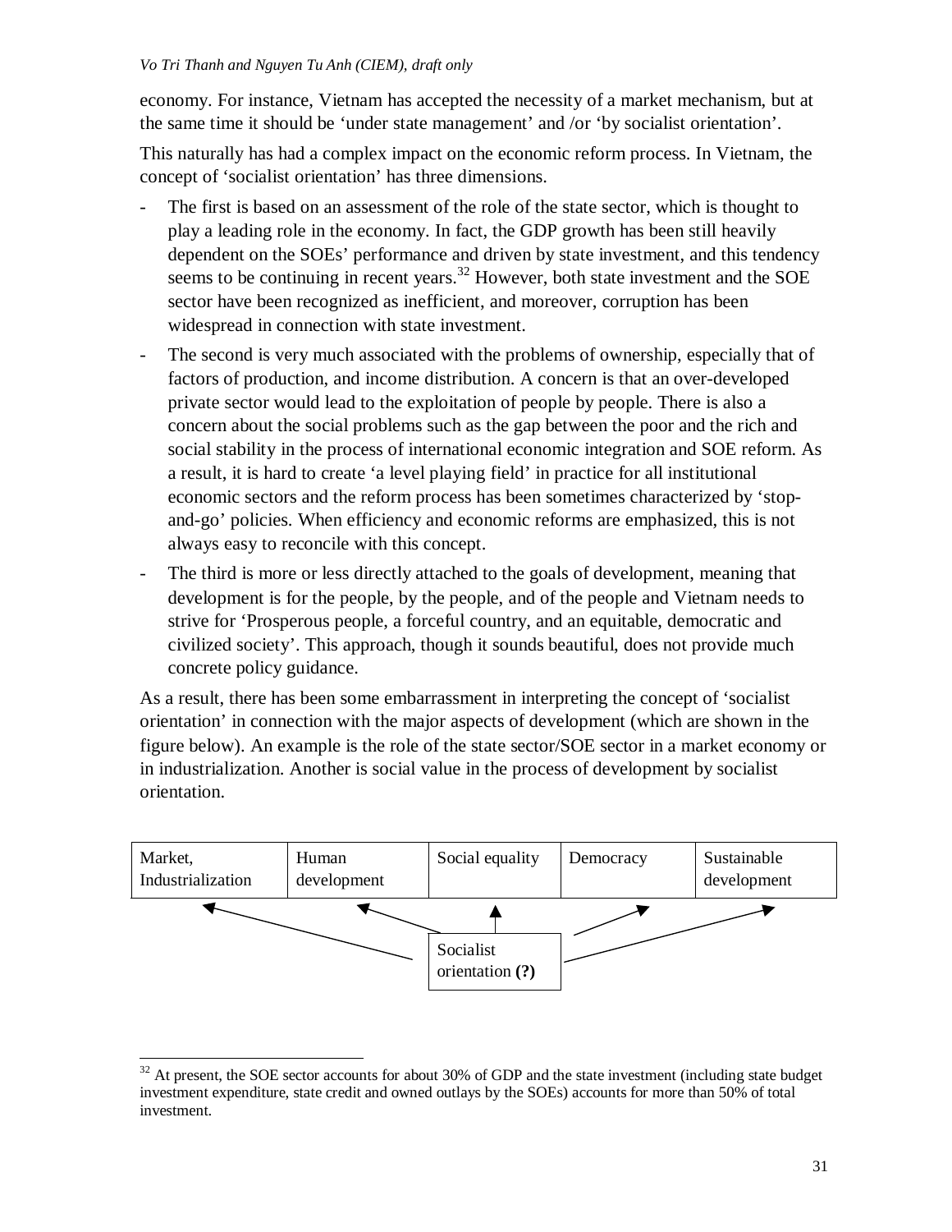economy. For instance, Vietnam has accepted the necessity of a market mechanism, but at the same time it should be 'under state management' and /or 'by socialist orientation'.

This naturally has had a complex impact on the economic reform process. In Vietnam, the concept of 'socialist orientation' has three dimensions.

- The first is based on an assessment of the role of the state sector, which is thought to play a leading role in the economy. In fact, the GDP growth has been still heavily dependent on the SOEs' performance and driven by state investment, and this tendency seems to be continuing in recent years.[32] However, both state investment and the SOE sector have been recognized as inefficient, and moreover, corruption has been widespread in connection with state investment.
- The second is very much associated with the problems of ownership, especially that of factors of production, and income distribution. A concern is that an over-developed private sector would lead to the exploitation of people by people. There is also a concern about the social problems such as the gap between the poor and the rich and social stability in the process of international economic integration and SOE reform. As a result, it is hard to create 'a level playing field' in practice for all institutional economic sectors and the reform process has been sometimes characterized by 'stop-and-go' policies. When efficiency and economic reforms are emphasized, this is not always easy to reconcile with this concept.
- The third is more or less directly attached to the goals of development, meaning that development is for the people, by the people, and of the people and Vietnam needs to strive for 'Prosperous people, a forceful country, and an equitable, democratic and civilized society'. This approach, though it sounds beautiful, does not provide much concrete policy guidance.

As a result, there has been some embarrassment in interpreting the concept of 'socialist orientation' in connection with the major aspects of development (which are shown in the figure below). An example is the role of the state sector/SOE sector in a market economy or in industrialization. Another is social value in the process of development by socialist orientation.

| Market, Industrialization | Human development | Social equality | Democracy | Sustainable development |
|---|---|---|---|---|

Socialist orientation **(?)**

---

[32] At present, the SOE sector accounts for about 30% of GDP and the state investment (including state budget investment expenditure, state credit and owned outlays by the SOEs) accounts for more than 50% of total investment.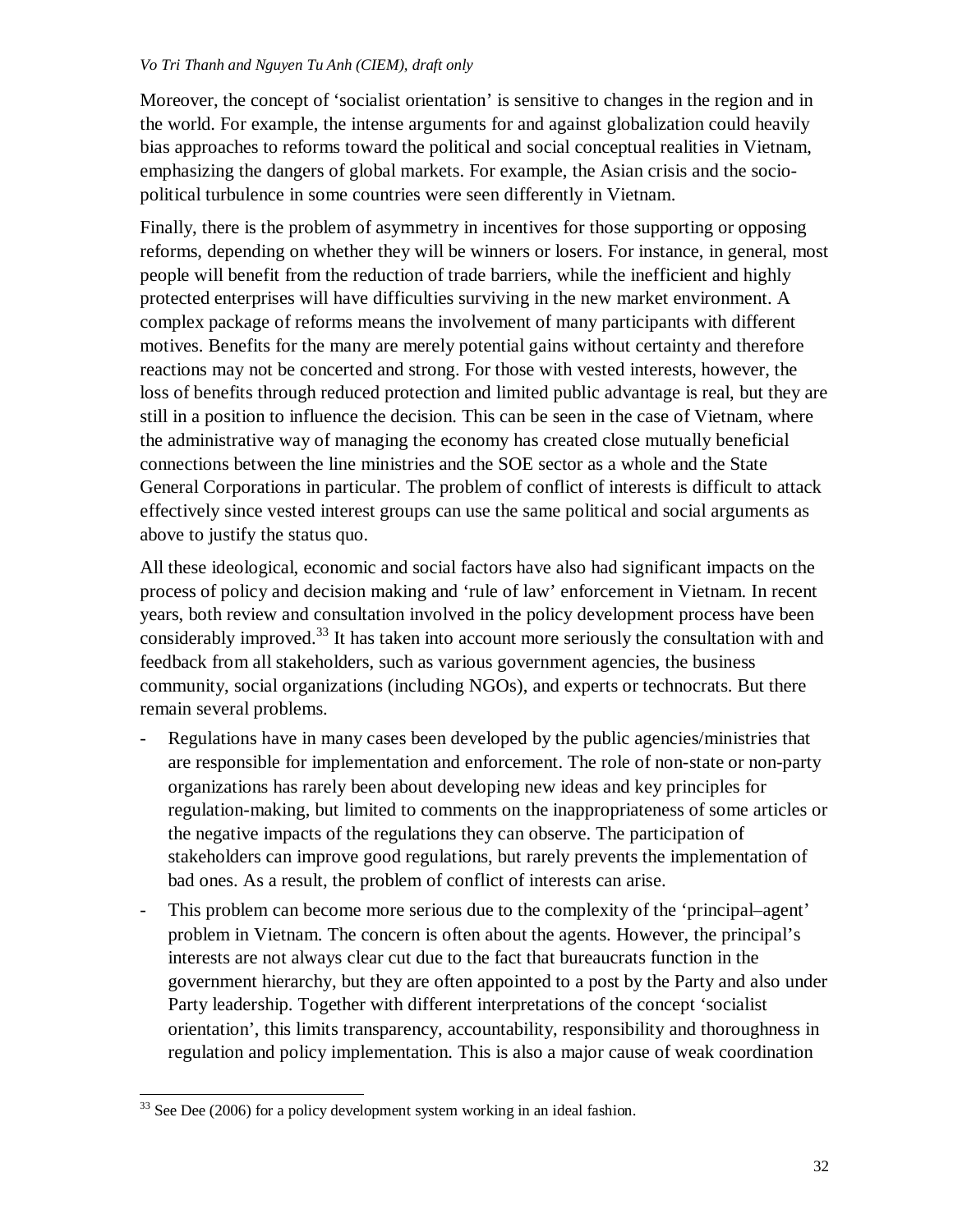Moreover, the concept of 'socialist orientation' is sensitive to changes in the region and in the world. For example, the intense arguments for and against globalization could heavily bias approaches to reforms toward the political and social conceptual realities in Vietnam, emphasizing the dangers of global markets. For example, the Asian crisis and the socio-political turbulence in some countries were seen differently in Vietnam.

Finally, there is the problem of asymmetry in incentives for those supporting or opposing reforms, depending on whether they will be winners or losers. For instance, in general, most people will benefit from the reduction of trade barriers, while the inefficient and highly protected enterprises will have difficulties surviving in the new market environment. A complex package of reforms means the involvement of many participants with different motives. Benefits for the many are merely potential gains without certainty and therefore reactions may not be concerted and strong. For those with vested interests, however, the loss of benefits through reduced protection and limited public advantage is real, but they are still in a position to influence the decision. This can be seen in the case of Vietnam, where the administrative way of managing the economy has created close mutually beneficial connections between the line ministries and the SOE sector as a whole and the State General Corporations in particular. The problem of conflict of interests is difficult to attack effectively since vested interest groups can use the same political and social arguments as above to justify the status quo.

All these ideological, economic and social factors have also had significant impacts on the process of policy and decision making and 'rule of law' enforcement in Vietnam. In recent years, both review and consultation involved in the policy development process have been considerably improved.[33] It has taken into account more seriously the consultation with and feedback from all stakeholders, such as various government agencies, the business community, social organizations (including NGOs), and experts or technocrats. But there remain several problems.

- Regulations have in many cases been developed by the public agencies/ministries that are responsible for implementation and enforcement. The role of non-state or non-party organizations has rarely been about developing new ideas and key principles for regulation-making, but limited to comments on the inappropriateness of some articles or the negative impacts of the regulations they can observe. The participation of stakeholders can improve good regulations, but rarely prevents the implementation of bad ones. As a result, the problem of conflict of interests can arise.
- This problem can become more serious due to the complexity of the 'principal–agent' problem in Vietnam. The concern is often about the agents. However, the principal's interests are not always clear cut due to the fact that bureaucrats function in the government hierarchy, but they are often appointed to a post by the Party and also under Party leadership. Together with different interpretations of the concept 'socialist orientation', this limits transparency, accountability, responsibility and thoroughness in regulation and policy implementation. This is also a major cause of weak coordination

[33] See Dee (2006) for a policy development system working in an ideal fashion.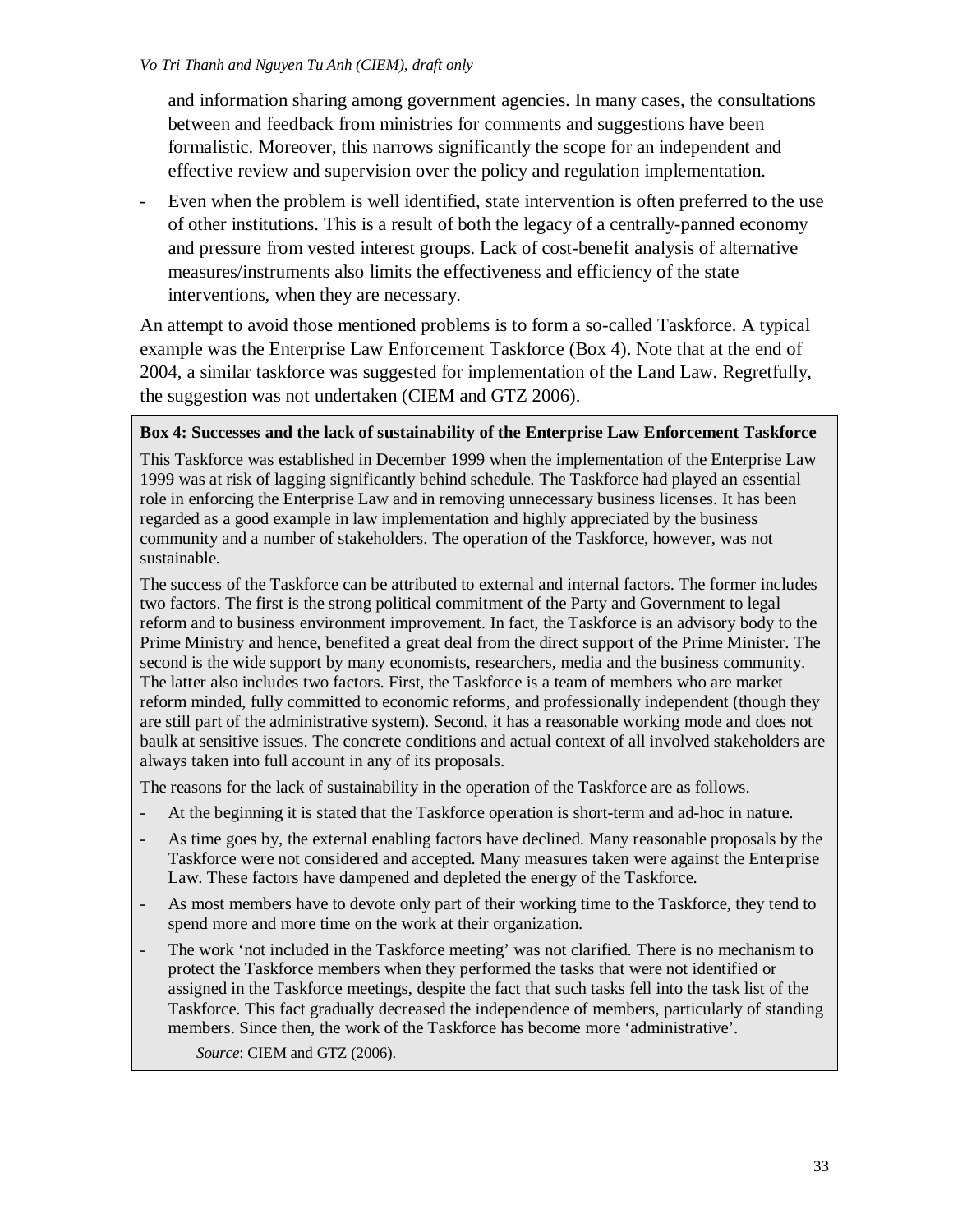and information sharing among government agencies. In many cases, the consultations between and feedback from ministries for comments and suggestions have been formalistic. Moreover, this narrows significantly the scope for an independent and effective review and supervision over the policy and regulation implementation.

- Even when the problem is well identified, state intervention is often preferred to the use of other institutions. This is a result of both the legacy of a centrally-panned economy and pressure from vested interest groups. Lack of cost-benefit analysis of alternative measures/instruments also limits the effectiveness and efficiency of the state interventions, when they are necessary.

An attempt to avoid those mentioned problems is to form a so-called Taskforce. A typical example was the Enterprise Law Enforcement Taskforce (Box 4). Note that at the end of 2004, a similar taskforce was suggested for implementation of the Land Law. Regretfully, the suggestion was not undertaken (CIEM and GTZ 2006).

**Box 4: Successes and the lack of sustainability of the Enterprise Law Enforcement Taskforce**

This Taskforce was established in December 1999 when the implementation of the Enterprise Law 1999 was at risk of lagging significantly behind schedule. The Taskforce had played an essential role in enforcing the Enterprise Law and in removing unnecessary business licenses. It has been regarded as a good example in law implementation and highly appreciated by the business community and a number of stakeholders. The operation of the Taskforce, however, was not sustainable.

The success of the Taskforce can be attributed to external and internal factors. The former includes two factors. The first is the strong political commitment of the Party and Government to legal reform and to business environment improvement. In fact, the Taskforce is an advisory body to the Prime Ministry and hence, benefited a great deal from the direct support of the Prime Minister. The second is the wide support by many economists, researchers, media and the business community. The latter also includes two factors. First, the Taskforce is a team of members who are market reform minded, fully committed to economic reforms, and professionally independent (though they are still part of the administrative system). Second, it has a reasonable working mode and does not baulk at sensitive issues. The concrete conditions and actual context of all involved stakeholders are always taken into full account in any of its proposals.

The reasons for the lack of sustainability in the operation of the Taskforce are as follows.

- At the beginning it is stated that the Taskforce operation is short-term and ad-hoc in nature.
- As time goes by, the external enabling factors have declined. Many reasonable proposals by the Taskforce were not considered and accepted. Many measures taken were against the Enterprise Law. These factors have dampened and depleted the energy of the Taskforce.
- As most members have to devote only part of their working time to the Taskforce, they tend to spend more and more time on the work at their organization.
- The work 'not included in the Taskforce meeting' was not clarified. There is no mechanism to protect the Taskforce members when they performed the tasks that were not identified or assigned in the Taskforce meetings, despite the fact that such tasks fell into the task list of the Taskforce. This fact gradually decreased the independence of members, particularly of standing members. Since then, the work of the Taskforce has become more 'administrative'.

*Source*: CIEM and GTZ (2006).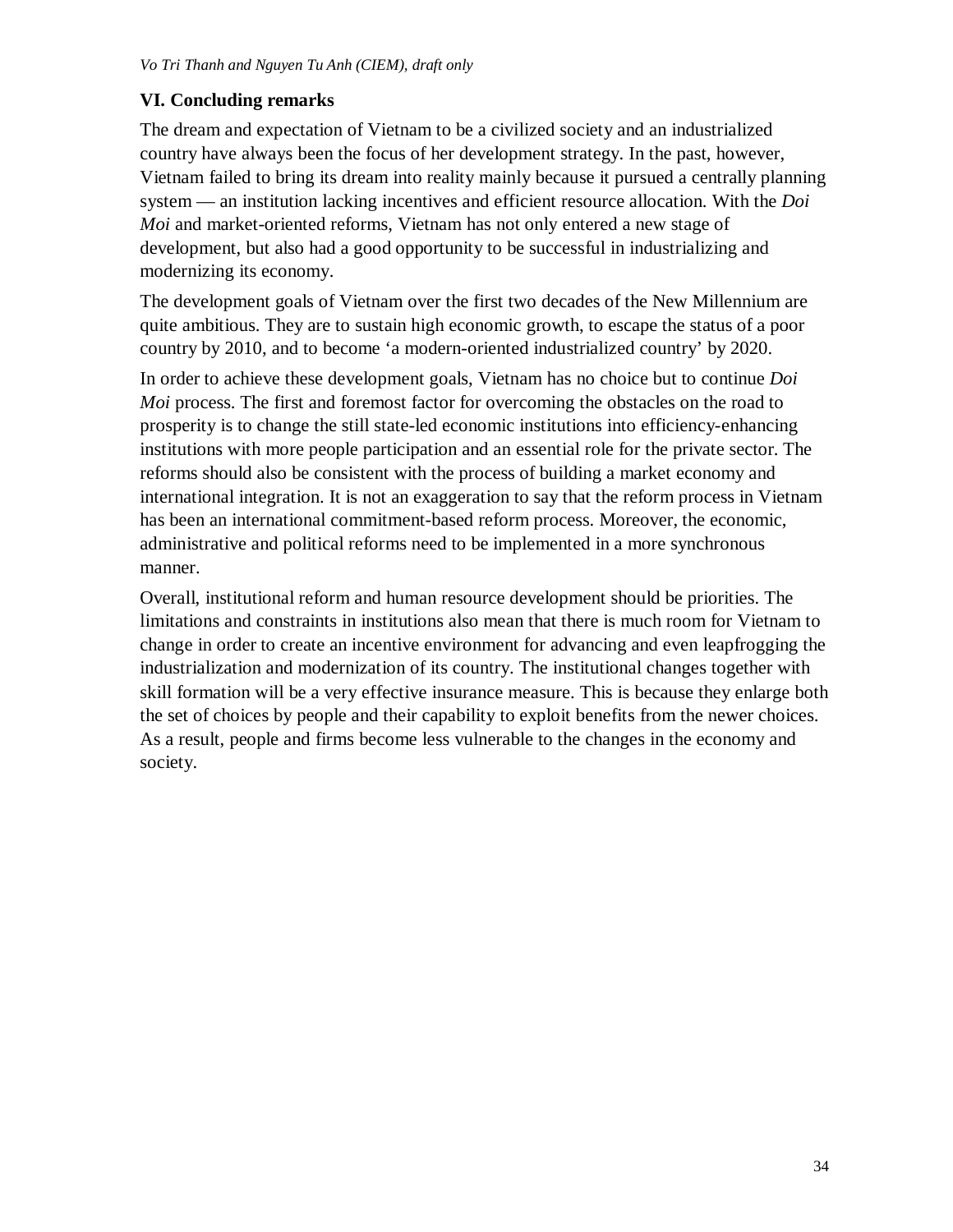## VI. Concluding remarks

The dream and expectation of Vietnam to be a civilized society and an industrialized country have always been the focus of her development strategy. In the past, however, Vietnam failed to bring its dream into reality mainly because it pursued a centrally planning system — an institution lacking incentives and efficient resource allocation. With the *Doi Moi* and market-oriented reforms, Vietnam has not only entered a new stage of development, but also had a good opportunity to be successful in industrializing and modernizing its economy.

The development goals of Vietnam over the first two decades of the New Millennium are quite ambitious. They are to sustain high economic growth, to escape the status of a poor country by 2010, and to become 'a modern-oriented industrialized country' by 2020.

In order to achieve these development goals, Vietnam has no choice but to continue *Doi Moi* process. The first and foremost factor for overcoming the obstacles on the road to prosperity is to change the still state-led economic institutions into efficiency-enhancing institutions with more people participation and an essential role for the private sector. The reforms should also be consistent with the process of building a market economy and international integration. It is not an exaggeration to say that the reform process in Vietnam has been an international commitment-based reform process. Moreover, the economic, administrative and political reforms need to be implemented in a more synchronous manner.

Overall, institutional reform and human resource development should be priorities. The limitations and constraints in institutions also mean that there is much room for Vietnam to change in order to create an incentive environment for advancing and even leapfrogging the industrialization and modernization of its country. The institutional changes together with skill formation will be a very effective insurance measure. This is because they enlarge both the set of choices by people and their capability to exploit benefits from the newer choices. As a result, people and firms become less vulnerable to the changes in the economy and society.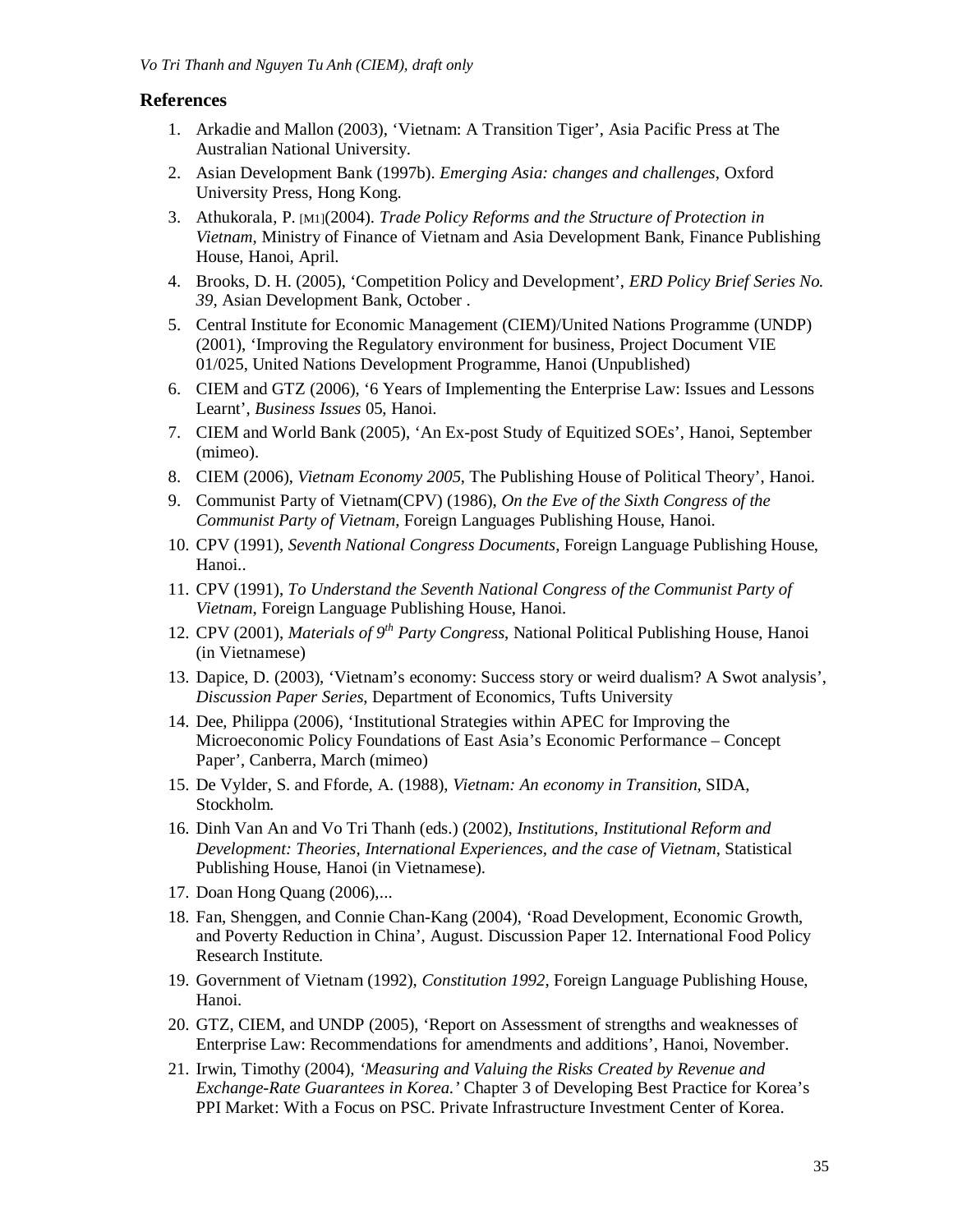## References

1. Arkadie and Mallon (2003), 'Vietnam: A Transition Tiger', Asia Pacific Press at The Australian National University.
2. Asian Development Bank (1997b). *Emerging Asia: changes and challenges*, Oxford University Press, Hong Kong.
3. Athukorala, P. [M1](2004). *Trade Policy Reforms and the Structure of Protection in Vietnam*, Ministry of Finance of Vietnam and Asia Development Bank, Finance Publishing House, Hanoi, April.
4. Brooks, D. H. (2005), 'Competition Policy and Development', *ERD Policy Brief Series No. 39*, Asian Development Bank, October .
5. Central Institute for Economic Management (CIEM)/United Nations Programme (UNDP) (2001), 'Improving the Regulatory environment for business, Project Document VIE 01/025, United Nations Development Programme, Hanoi (Unpublished)
6. CIEM and GTZ (2006), '6 Years of Implementing the Enterprise Law: Issues and Lessons Learnt', *Business Issues* 05, Hanoi.
7. CIEM and World Bank (2005), 'An Ex-post Study of Equitized SOEs', Hanoi, September (mimeo).
8. CIEM (2006), *Vietnam Economy 2005*, The Publishing House of Political Theory', Hanoi.
9. Communist Party of Vietnam(CPV) (1986), *On the Eve of the Sixth Congress of the Communist Party of Vietnam*, Foreign Languages Publishing House, Hanoi.
10. CPV (1991), *Seventh National Congress Documents*, Foreign Language Publishing House, Hanoi..
11. CPV (1991), *To Understand the Seventh National Congress of the Communist Party of Vietnam*, Foreign Language Publishing House, Hanoi.
12. CPV (2001), *Materials of 9th Party Congress*, National Political Publishing House, Hanoi (in Vietnamese)
13. Dapice, D. (2003), 'Vietnam's economy: Success story or weird dualism? A Swot analysis', *Discussion Paper Series*, Department of Economics, Tufts University
14. Dee, Philippa (2006), 'Institutional Strategies within APEC for Improving the Microeconomic Policy Foundations of East Asia's Economic Performance – Concept Paper', Canberra, March (mimeo)
15. De Vylder, S. and Fforde, A. (1988), *Vietnam: An economy in Transition*, SIDA, Stockholm.
16. Dinh Van An and Vo Tri Thanh (eds.) (2002), *Institutions, Institutional Reform and Development: Theories, International Experiences, and the case of Vietnam*, Statistical Publishing House, Hanoi (in Vietnamese).
17. Doan Hong Quang (2006),...
18. Fan, Shenggen, and Connie Chan-Kang (2004), 'Road Development, Economic Growth, and Poverty Reduction in China', August. Discussion Paper 12. International Food Policy Research Institute.
19. Government of Vietnam (1992), *Constitution 1992*, Foreign Language Publishing House, Hanoi.
20. GTZ, CIEM, and UNDP (2005), 'Report on Assessment of strengths and weaknesses of Enterprise Law: Recommendations for amendments and additions', Hanoi, November.
21. Irwin, Timothy (2004), *'Measuring and Valuing the Risks Created by Revenue and Exchange-Rate Guarantees in Korea.'* Chapter 3 of Developing Best Practice for Korea's PPI Market: With a Focus on PSC. Private Infrastructure Investment Center of Korea.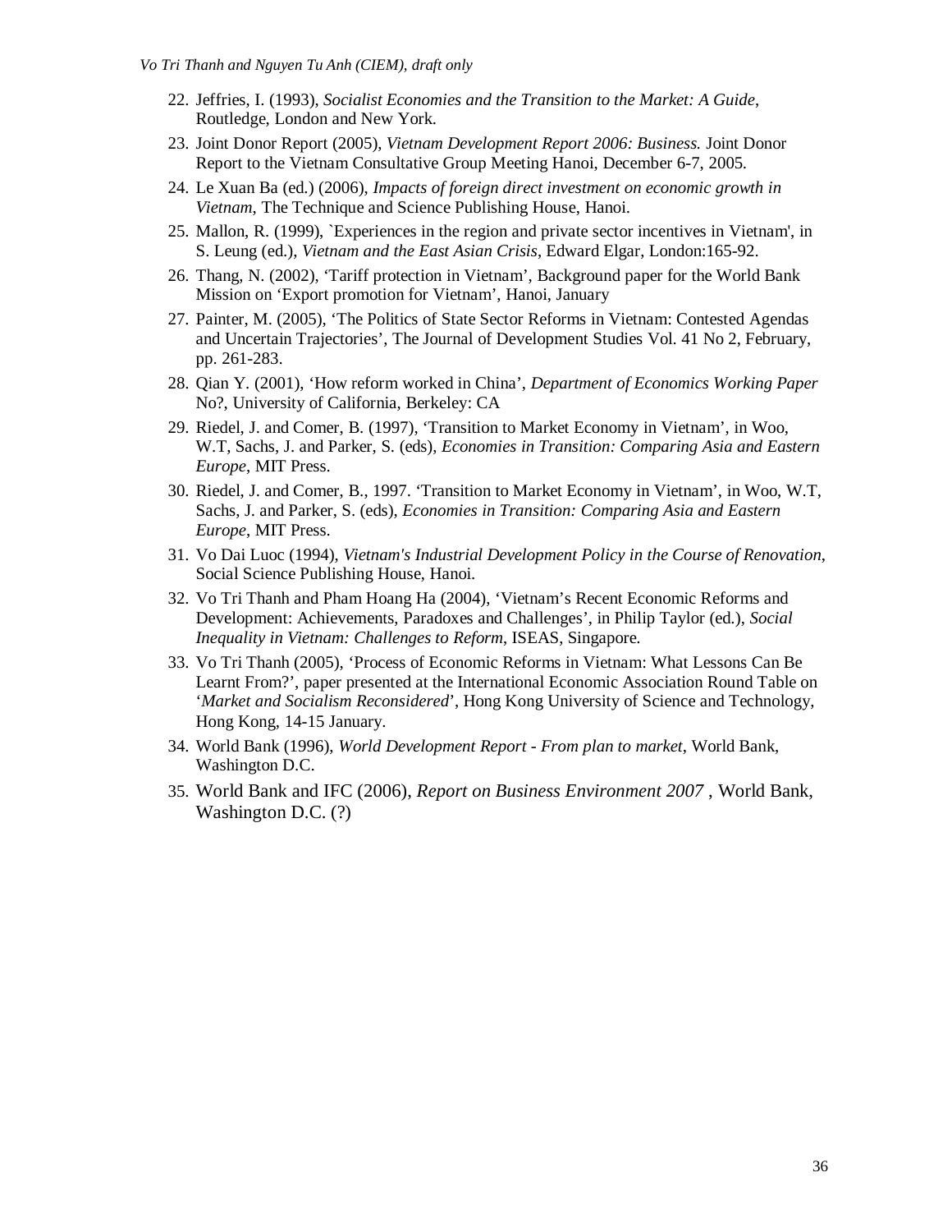22. Jeffries, I. (1993), *Socialist Economies and the Transition to the Market: A Guide*, Routledge, London and New York.
23. Joint Donor Report (2005), *Vietnam Development Report 2006: Business.* Joint Donor Report to the Vietnam Consultative Group Meeting Hanoi, December 6-7, 2005.
24. Le Xuan Ba (ed.) (2006), *Impacts of foreign direct investment on economic growth in Vietnam*, The Technique and Science Publishing House, Hanoi.
25. Mallon, R. (1999), `Experiences in the region and private sector incentives in Vietnam', in S. Leung (ed.), *Vietnam and the East Asian Crisis*, Edward Elgar, London:165-92.
26. Thang, N. (2002), 'Tariff protection in Vietnam', Background paper for the World Bank Mission on 'Export promotion for Vietnam', Hanoi, January
27. Painter, M. (2005), 'The Politics of State Sector Reforms in Vietnam: Contested Agendas and Uncertain Trajectories', The Journal of Development Studies Vol. 41 No 2, February, pp. 261-283.
28. Qian Y. (2001), 'How reform worked in China', *Department of Economics Working Paper* No?, University of California, Berkeley: CA
29. Riedel, J. and Comer, B. (1997), 'Transition to Market Economy in Vietnam', in Woo, W.T, Sachs, J. and Parker, S. (eds), *Economies in Transition: Comparing Asia and Eastern Europe*, MIT Press.
30. Riedel, J. and Comer, B., 1997. 'Transition to Market Economy in Vietnam', in Woo, W.T, Sachs, J. and Parker, S. (eds), *Economies in Transition: Comparing Asia and Eastern Europe*, MIT Press.
31. Vo Dai Luoc (1994), *Vietnam's Industrial Development Policy in the Course of Renovation*, Social Science Publishing House, Hanoi.
32. Vo Tri Thanh and Pham Hoang Ha (2004), 'Vietnam's Recent Economic Reforms and Development: Achievements, Paradoxes and Challenges', in Philip Taylor (ed.), *Social Inequality in Vietnam: Challenges to Reform*, ISEAS, Singapore.
33. Vo Tri Thanh (2005), 'Process of Economic Reforms in Vietnam: What Lessons Can Be Learnt From?', paper presented at the International Economic Association Round Table on '*Market and Socialism Reconsidered*', Hong Kong University of Science and Technology, Hong Kong, 14-15 January.
34. World Bank (1996), *World Development Report - From plan to market*, World Bank, Washington D.C.
35. World Bank and IFC (2006), *Report on Business Environment 2007* , World Bank, Washington D.C. (?)